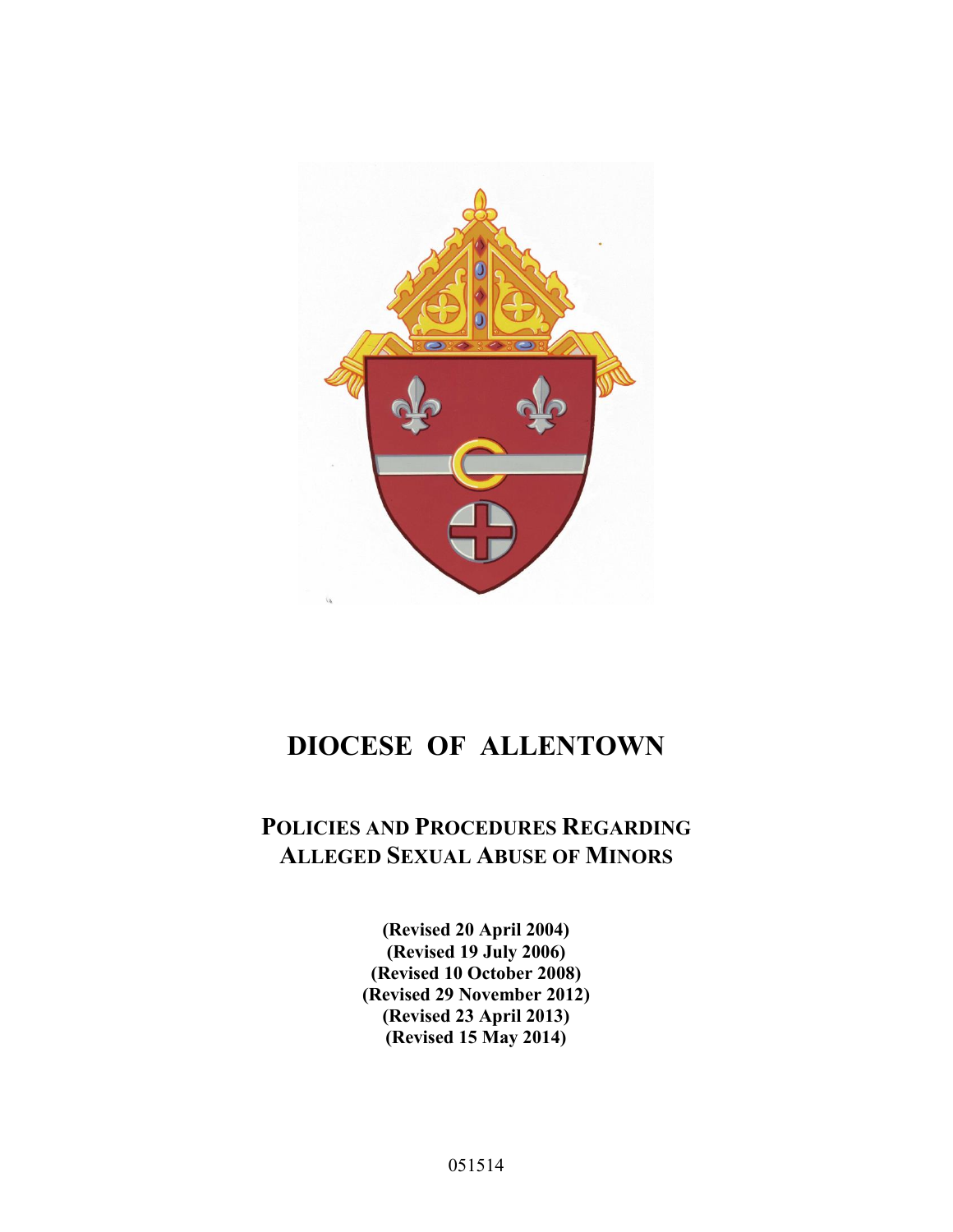# DIOCESE OF ALLENTOWN

## POLICIES AND PROCEDURES REGARDING ALLEGED SEXUAL ABUSE OF MINORS

**(Revised 20 April 2004)**
**(Revised 19 July 2006)**
**(Revised 10 October 2008)**
**(Revised 29 November 2012)**
**(Revised 23 April 2013)**
**(Revised 15 May 2014)**

051514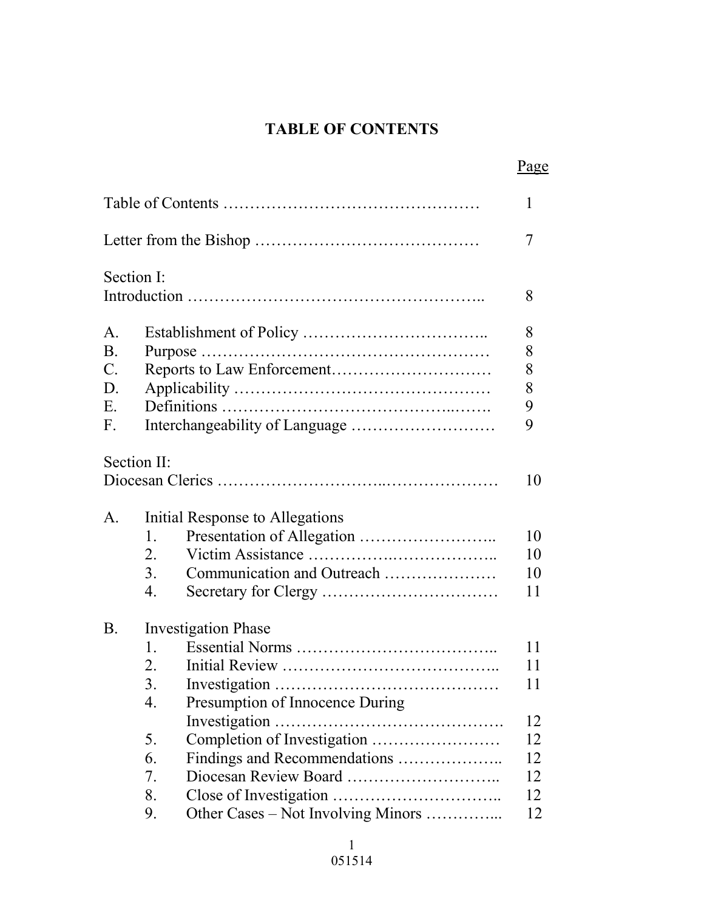# TABLE OF CONTENTS

| | | Page |
|---|---|---|
| Table of Contents | | 1 |
| Letter from the Bishop | | 7 |
| Section I: Introduction | | 8 |
| A. | Establishment of Policy | 8 |
| B. | Purpose | 8 |
| C. | Reports to Law Enforcement | 8 |
| D. | Applicability | 8 |
| E. | Definitions | 9 |
| F. | Interchangeability of Language | 9 |
| Section II: Diocesan Clerics | | 10 |
| A. | Initial Response to Allegations | |
| | 1. Presentation of Allegation | 10 |
| | 2. Victim Assistance | 10 |
| | 3. Communication and Outreach | 10 |
| | 4. Secretary for Clergy | 11 |
| B. | Investigation Phase | |
| | 1. Essential Norms | 11 |
| | 2. Initial Review | 11 |
| | 3. Investigation | 11 |
| | 4. Presumption of Innocence During Investigation | 12 |
| | 5. Completion of Investigation | 12 |
| | 6. Findings and Recommendations | 12 |
| | 7. Diocesan Review Board | 12 |
| | 8. Close of Investigation | 12 |
| | 9. Other Cases – Not Involving Minors | 12 |

051514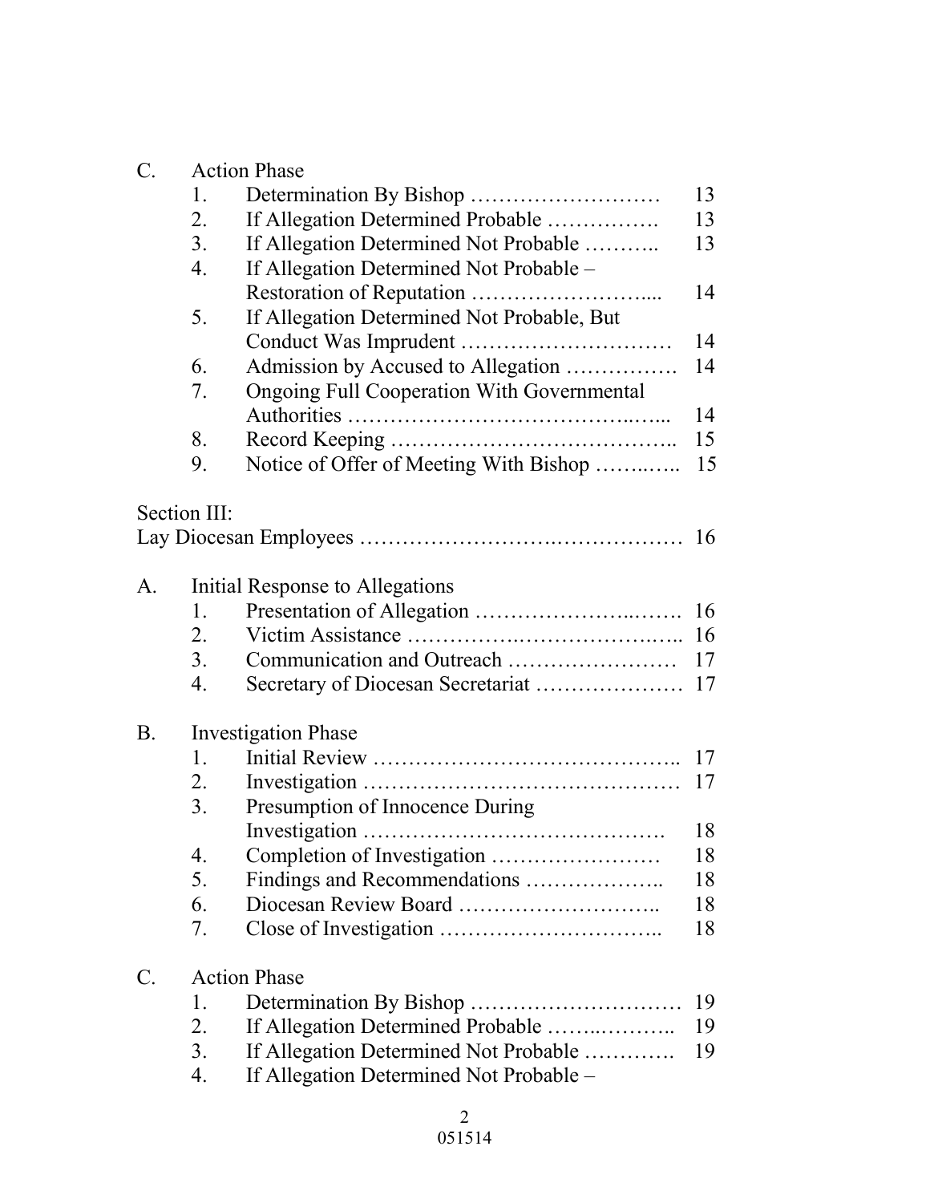C. Action Phase

1. Determination By Bishop ……………………… 13
2. If Allegation Determined Probable ……………. 13
3. If Allegation Determined Not Probable ……….. 13
4. If Allegation Determined Not Probable – Restoration of Reputation …………………….... 14
5. If Allegation Determined Not Probable, But Conduct Was Imprudent ………………………… 14
6. Admission by Accused to Allegation ……………. 14
7. Ongoing Full Cooperation With Governmental Authorities ……………………………….…... 14
8. Record Keeping ……………………………….. 15
9. Notice of Offer of Meeting With Bishop ……..….. 15

Section III:
Lay Diocesan Employees …………………….……………… 16

A. Initial Response to Allegations

1. Presentation of Allegation ……………………..……. 16
2. Victim Assistance ……………….……………….….. 16
3. Communication and Outreach …………………… 17
4. Secretary of Diocesan Secretariat ………………… 17

B. Investigation Phase

1. Initial Review …………………………………….. 17
2. Investigation ……………………………………… 17
3. Presumption of Innocence During Investigation ……………………………………. 18
4. Completion of Investigation …………………… 18
5. Findings and Recommendations ……………….. 18
6. Diocesan Review Board ……………………….. 18
7. Close of Investigation ………………………….. 18

C. Action Phase

1. Determination By Bishop ………………………… 19
2. If Allegation Determined Probable ……..……….. 19
3. If Allegation Determined Not Probable …………. 19
4. If Allegation Determined Not Probable –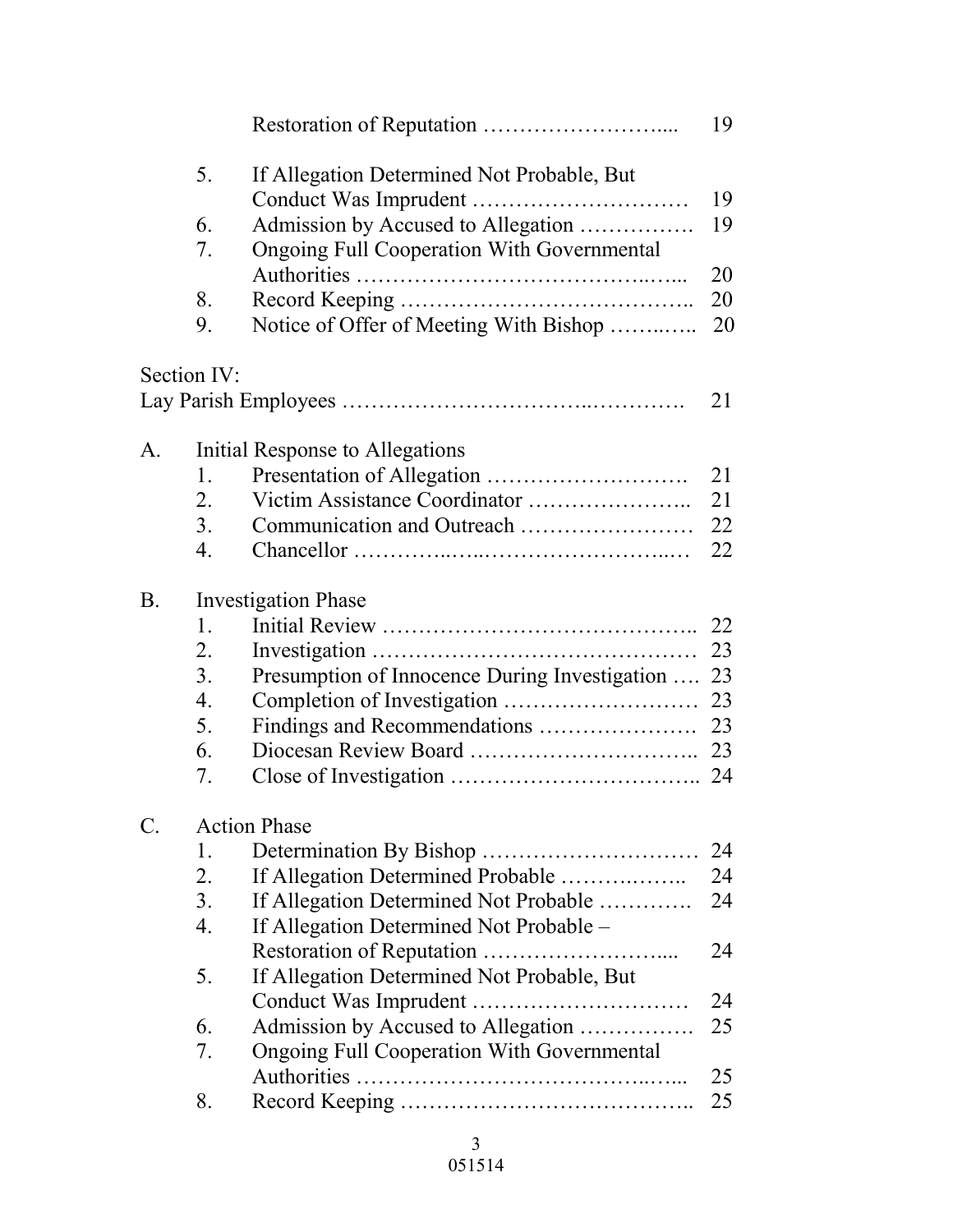Restoration of Reputation ……………………....   19

5. If Allegation Determined Not Probable, But Conduct Was Imprudent …………………………   19
6. Admission by Accused to Allegation …………….   19
7. Ongoing Full Cooperation With Governmental Authorities ………………………………..…...   20
8. Record Keeping …………………………………..   20
9. Notice of Offer of Meeting With Bishop ……..…..   20

Section IV:
Lay Parish Employees ………………………….………….   21

A. Initial Response to Allegations
   1. Presentation of Allegation ……………………….   21
   2. Victim Assistance Coordinator …………………..   21
   3. Communication and Outreach ……………………   22
   4. Chancellor …………..…..…………………...…   22

B. Investigation Phase
   1. Initial Review ……………………………………..   22
   2. Investigation ………………………………………   23
   3. Presumption of Innocence During Investigation ….   23
   4. Completion of Investigation ………………………   23
   5. Findings and Recommendations ………………….   23
   6. Diocesan Review Board …………………………..   23
   7. Close of Investigation ……………………………..   24

C. Action Phase
   1. Determination By Bishop …………………………   24
   2. If Allegation Determined Probable ………..……..   24
   3. If Allegation Determined Not Probable ………….   24
   4. If Allegation Determined Not Probable – Restoration of Reputation ……………………....   24
   5. If Allegation Determined Not Probable, But Conduct Was Imprudent …………………………   24
   6. Admission by Accused to Allegation …………….   25
   7. Ongoing Full Cooperation With Governmental Authorities ………………………………..…...   25
   8. Record Keeping …………………………………..   25

051514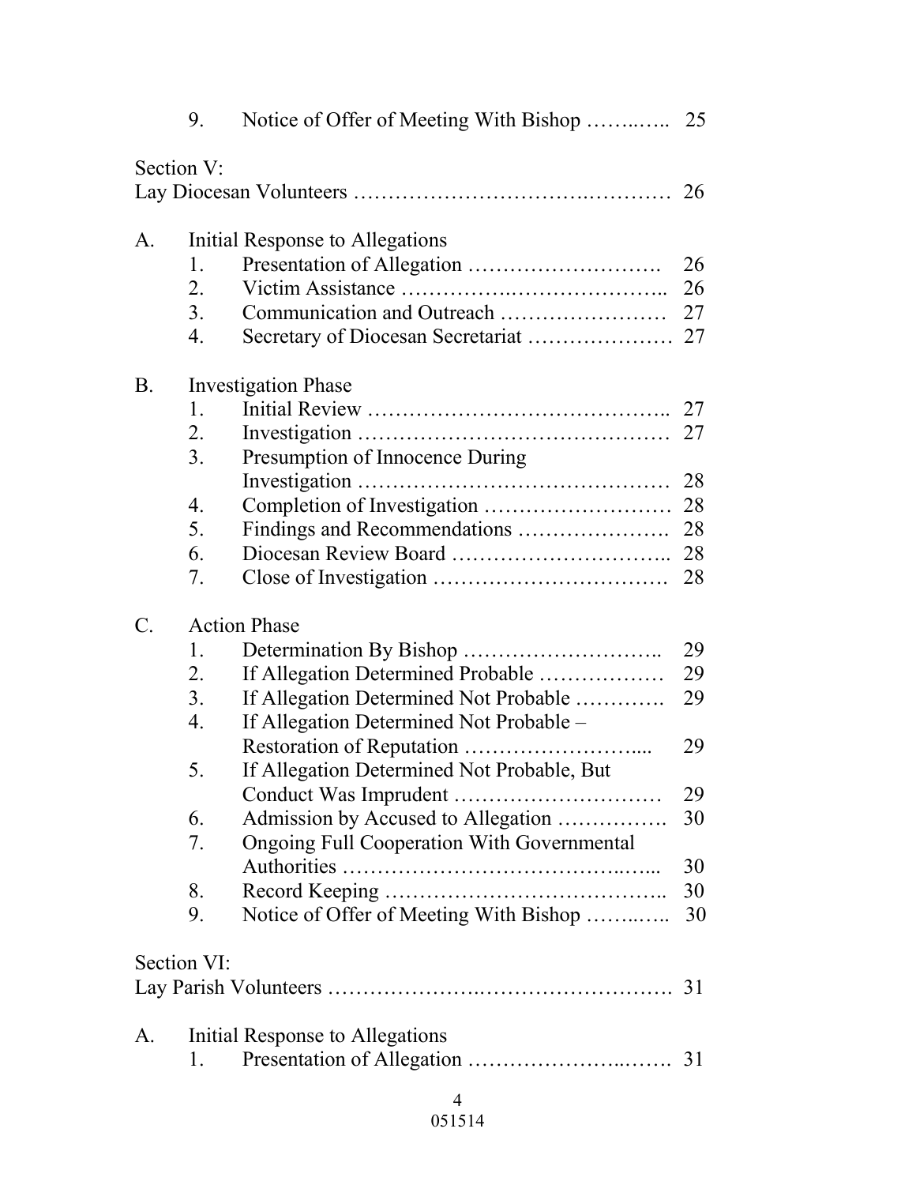9. Notice of Offer of Meeting With Bishop …….….. 25

Section V:
Lay Diocesan Volunteers ……………………………….………… 26

A. Initial Response to Allegations
   1. Presentation of Allegation ………………………. 26
   2. Victim Assistance ……………….……………….. 26
   3. Communication and Outreach …………………… 27
   4. Secretary of Diocesan Secretariat ………………… 27

B. Investigation Phase
   1. Initial Review …………………………………….. 27
   2. Investigation ……………………………………… 27
   3. Presumption of Innocence During Investigation ……………………………………… 28
   4. Completion of Investigation ……………………… 28
   5. Findings and Recommendations …………………. 28
   6. Diocesan Review Board ………………………….. 28
   7. Close of Investigation ……………………………. 28

C. Action Phase
   1. Determination By Bishop ……………………….. 29
   2. If Allegation Determined Probable ……………… 29
   3. If Allegation Determined Not Probable …………. 29
   4. If Allegation Determined Not Probable – Restoration of Reputation …………………….... 29
   5. If Allegation Determined Not Probable, But Conduct Was Imprudent ………………………… 29
   6. Admission by Accused to Allegation ……………. 30
   7. Ongoing Full Cooperation With Governmental Authorities ………………………………..…... 30
   8. Record Keeping ………………………………….. 30
   9. Notice of Offer of Meeting With Bishop …….….. 30

Section VI:
Lay Parish Volunteers ……………….………………………. 31

A. Initial Response to Allegations
   1. Presentation of Allegation ……………………..……. 31

051514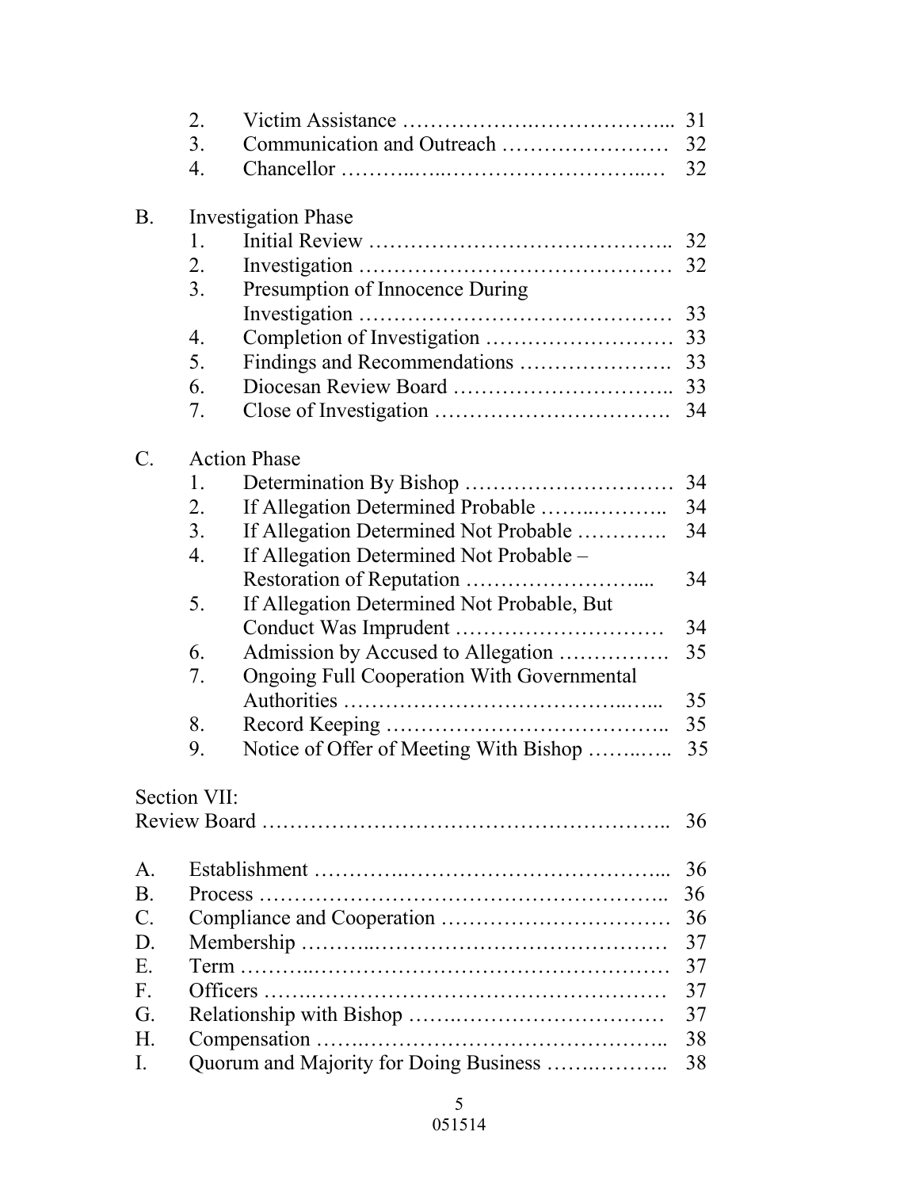2. Victim Assistance ………………….……………... 31
3. Communication and Outreach …………………… 32
4. Chancellor ………..…..…………………………..… 32

B. Investigation Phase
1. Initial Review …………………………………….. 32
2. Investigation ……………………………………… 32
3. Presumption of Innocence During Investigation ……………………………………… 33
4. Completion of Investigation ……………………… 33
5. Findings and Recommendations …………………. 33
6. Diocesan Review Board ………………………….. 33
7. Close of Investigation ……………………………. 34

C. Action Phase
1. Determination By Bishop ………………………… 34
2. If Allegation Determined Probable ……..……….. 34
3. If Allegation Determined Not Probable …………. 34
4. If Allegation Determined Not Probable – Restoration of Reputation …………………….... 34
5. If Allegation Determined Not Probable, But Conduct Was Imprudent ………………………… 34
6. Admission by Accused to Allegation ……………. 35
7. Ongoing Full Cooperation With Governmental Authorities ……………………………….…... 35
8. Record Keeping ………………………………….. 35
9. Notice of Offer of Meeting With Bishop ……..….. 35

Section VII:
Review Board ………………………………………………….. 36

A. Establishment ………….……………………………….... 36
B. Process ………………………………………………….. 36
C. Compliance and Cooperation …………………………… 36
D. Membership ………..……………………………………. 37
E. Term ………..……………………………………………. 37
F. Officers …….…………………………………………… 37
G. Relationship with Bishop …….………………………… 37
H. Compensation …….…………………………………….. 38
I. Quorum and Majority for Doing Business …….……….. 38

051514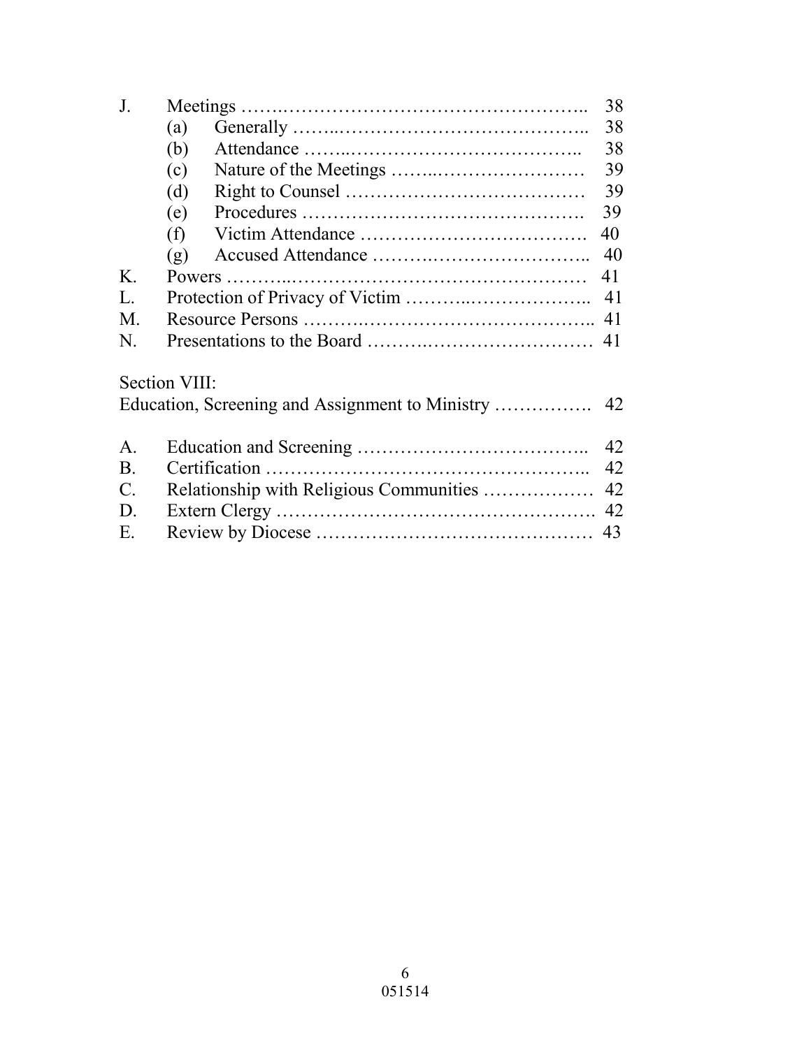J. Meetings …….………………………………………….. 38
   (a) Generally ……..………………………………….. 38
   (b) Attendance ……..……………………………….. 38
   (c) Nature of the Meetings ……..…………………… 39
   (d) Right to Counsel ………………………………… 39
   (e) Procedures ………………………………………. 39
   (f) Victim Attendance ………………………………. 40
   (g) Accused Attendance ……….…………………….. 40

K. Powers ………..…………………………………………… 41

L. Protection of Privacy of Victim ………..……………….. 41

M. Resource Persons ……….…………………………………….. 41

N. Presentations to the Board …….………………………… 41

Section VIII:
Education, Screening and Assignment to Ministry ……………. 42

A. Education and Screening ……………………………….. 42

B. Certification …………………………………………….. 42

C. Relationship with Religious Communities ……………… 42

D. Extern Clergy ……………………………………………. 42

E. Review by Diocese ……………………………………… 43

051514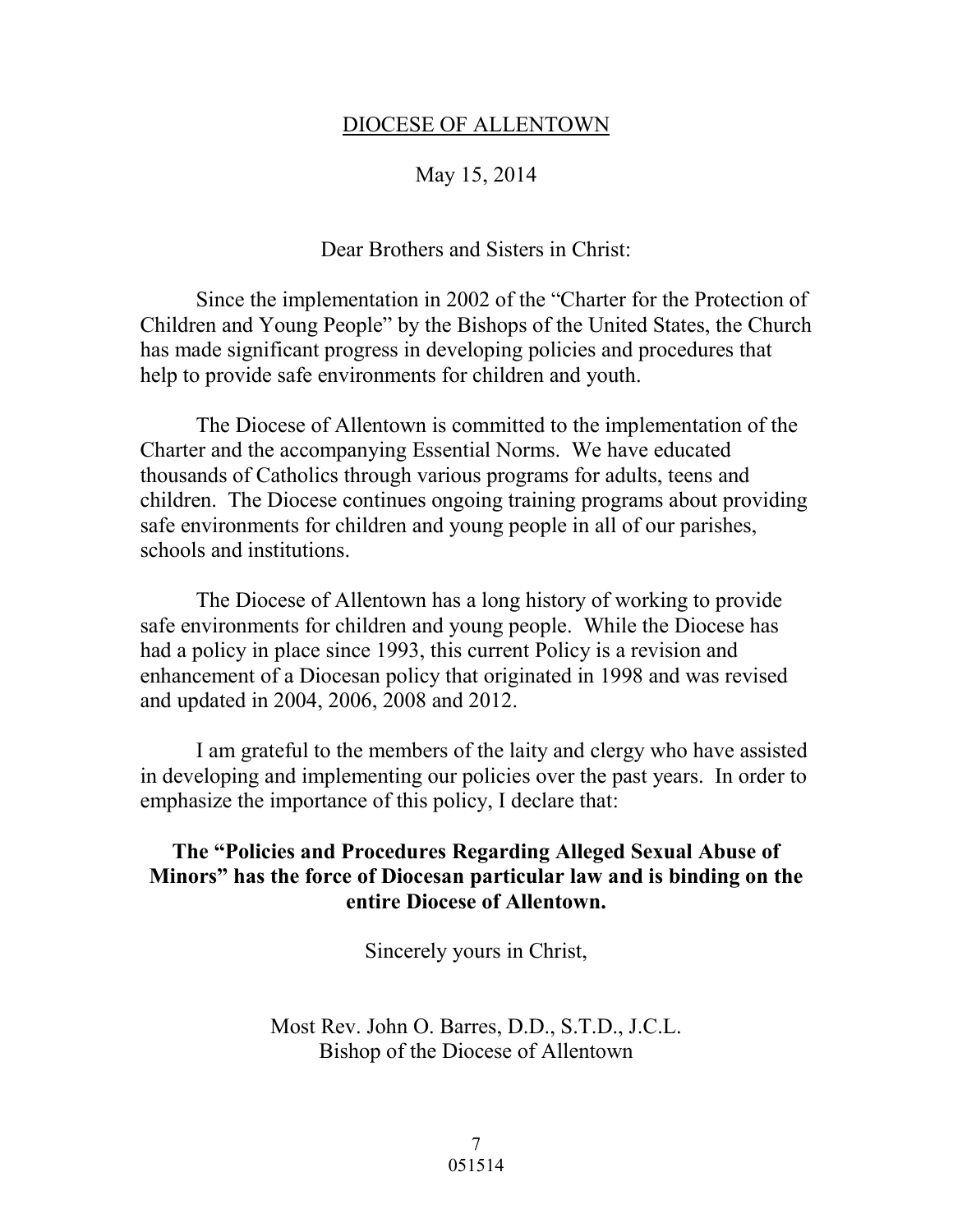DIOCESE OF ALLENTOWN

May 15, 2014

Dear Brothers and Sisters in Christ:

Since the implementation in 2002 of the "Charter for the Protection of Children and Young People" by the Bishops of the United States, the Church has made significant progress in developing policies and procedures that help to provide safe environments for children and youth.

The Diocese of Allentown is committed to the implementation of the Charter and the accompanying Essential Norms. We have educated thousands of Catholics through various programs for adults, teens and children. The Diocese continues ongoing training programs about providing safe environments for children and young people in all of our parishes, schools and institutions.

The Diocese of Allentown has a long history of working to provide safe environments for children and young people. While the Diocese has had a policy in place since 1993, this current Policy is a revision and enhancement of a Diocesan policy that originated in 1998 and was revised and updated in 2004, 2006, 2008 and 2012.

I am grateful to the members of the laity and clergy who have assisted in developing and implementing our policies over the past years. In order to emphasize the importance of this policy, I declare that:

**The "Policies and Procedures Regarding Alleged Sexual Abuse of Minors" has the force of Diocesan particular law and is binding on the entire Diocese of Allentown.**

Sincerely yours in Christ,

Most Rev. John O. Barres, D.D., S.T.D., J.C.L.
Bishop of the Diocese of Allentown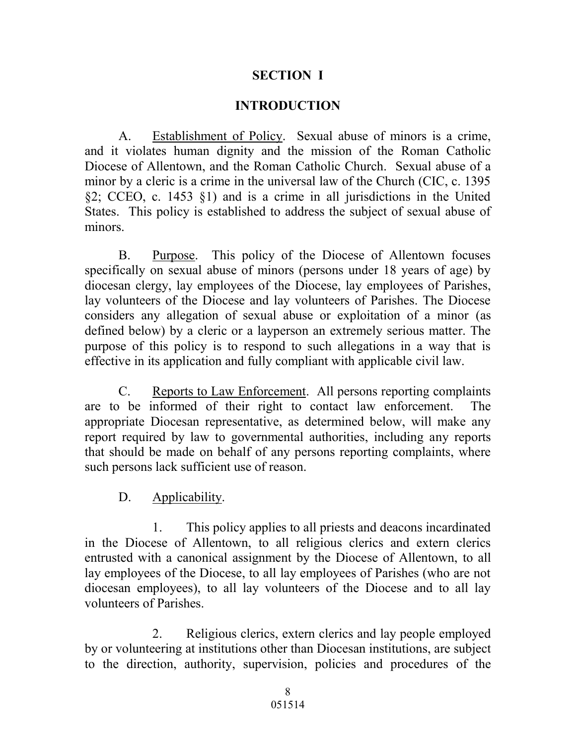# SECTION I

## INTRODUCTION

A. Establishment of Policy. Sexual abuse of minors is a crime, and it violates human dignity and the mission of the Roman Catholic Diocese of Allentown, and the Roman Catholic Church. Sexual abuse of a minor by a cleric is a crime in the universal law of the Church (CIC, c. 1395 §2; CCEO, c. 1453 §1) and is a crime in all jurisdictions in the United States. This policy is established to address the subject of sexual abuse of minors.

B. Purpose. This policy of the Diocese of Allentown focuses specifically on sexual abuse of minors (persons under 18 years of age) by diocesan clergy, lay employees of the Diocese, lay employees of Parishes, lay volunteers of the Diocese and lay volunteers of Parishes. The Diocese considers any allegation of sexual abuse or exploitation of a minor (as defined below) by a cleric or a layperson an extremely serious matter. The purpose of this policy is to respond to such allegations in a way that is effective in its application and fully compliant with applicable civil law.

C. Reports to Law Enforcement. All persons reporting complaints are to be informed of their right to contact law enforcement. The appropriate Diocesan representative, as determined below, will make any report required by law to governmental authorities, including any reports that should be made on behalf of any persons reporting complaints, where such persons lack sufficient use of reason.

D. Applicability.

1. This policy applies to all priests and deacons incardinated in the Diocese of Allentown, to all religious clerics and extern clerics entrusted with a canonical assignment by the Diocese of Allentown, to all lay employees of the Diocese, to all lay employees of Parishes (who are not diocesan employees), to all lay volunteers of the Diocese and to all lay volunteers of Parishes.

2. Religious clerics, extern clerics and lay people employed by or volunteering at institutions other than Diocesan institutions, are subject to the direction, authority, supervision, policies and procedures of the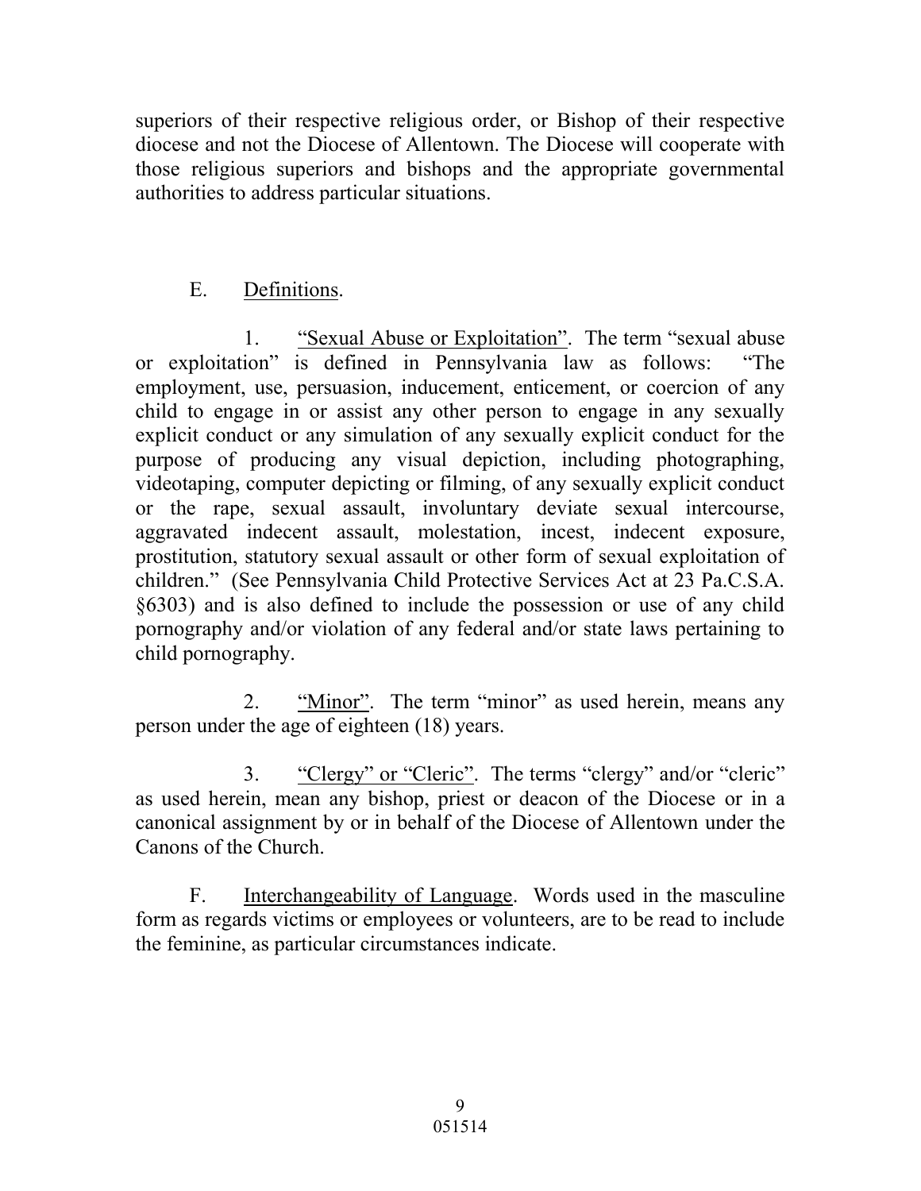superiors of their respective religious order, or Bishop of their respective diocese and not the Diocese of Allentown. The Diocese will cooperate with those religious superiors and bishops and the appropriate governmental authorities to address particular situations.

E. Definitions.

1. "Sexual Abuse or Exploitation". The term "sexual abuse or exploitation" is defined in Pennsylvania law as follows: "The employment, use, persuasion, inducement, enticement, or coercion of any child to engage in or assist any other person to engage in any sexually explicit conduct or any simulation of any sexually explicit conduct for the purpose of producing any visual depiction, including photographing, videotaping, computer depicting or filming, of any sexually explicit conduct or the rape, sexual assault, involuntary deviate sexual intercourse, aggravated indecent assault, molestation, incest, indecent exposure, prostitution, statutory sexual assault or other form of sexual exploitation of children." (See Pennsylvania Child Protective Services Act at 23 Pa.C.S.A. §6303) and is also defined to include the possession or use of any child pornography and/or violation of any federal and/or state laws pertaining to child pornography.

2. "Minor". The term "minor" as used herein, means any person under the age of eighteen (18) years.

3. "Clergy" or "Cleric". The terms "clergy" and/or "cleric" as used herein, mean any bishop, priest or deacon of the Diocese or in a canonical assignment by or in behalf of the Diocese of Allentown under the Canons of the Church.

F. Interchangeability of Language. Words used in the masculine form as regards victims or employees or volunteers, are to be read to include the feminine, as particular circumstances indicate.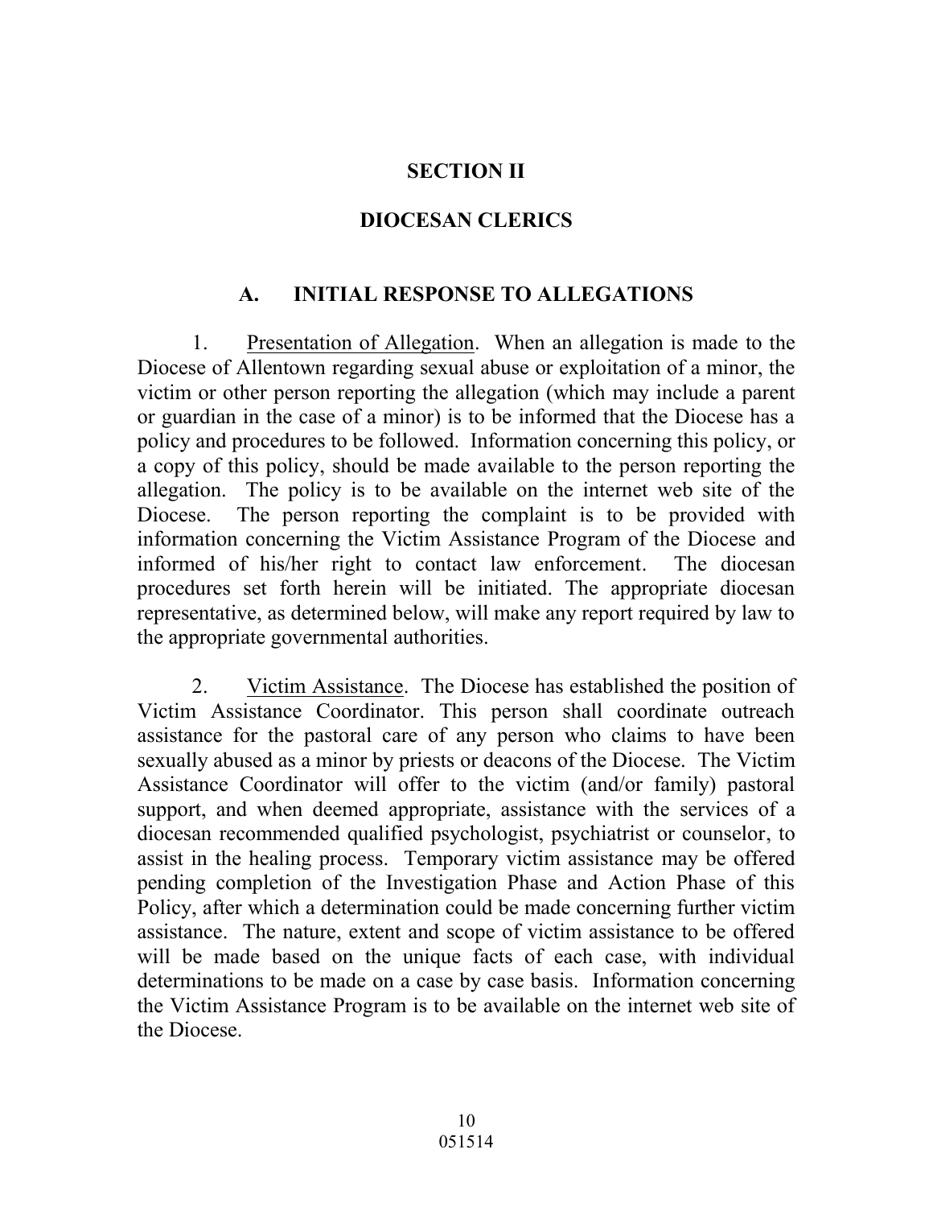# SECTION II

# DIOCESAN CLERICS

## A. INITIAL RESPONSE TO ALLEGATIONS

1. Presentation of Allegation. When an allegation is made to the Diocese of Allentown regarding sexual abuse or exploitation of a minor, the victim or other person reporting the allegation (which may include a parent or guardian in the case of a minor) is to be informed that the Diocese has a policy and procedures to be followed. Information concerning this policy, or a copy of this policy, should be made available to the person reporting the allegation. The policy is to be available on the internet web site of the Diocese. The person reporting the complaint is to be provided with information concerning the Victim Assistance Program of the Diocese and informed of his/her right to contact law enforcement. The diocesan procedures set forth herein will be initiated. The appropriate diocesan representative, as determined below, will make any report required by law to the appropriate governmental authorities.

2. Victim Assistance. The Diocese has established the position of Victim Assistance Coordinator. This person shall coordinate outreach assistance for the pastoral care of any person who claims to have been sexually abused as a minor by priests or deacons of the Diocese. The Victim Assistance Coordinator will offer to the victim (and/or family) pastoral support, and when deemed appropriate, assistance with the services of a diocesan recommended qualified psychologist, psychiatrist or counselor, to assist in the healing process. Temporary victim assistance may be offered pending completion of the Investigation Phase and Action Phase of this Policy, after which a determination could be made concerning further victim assistance. The nature, extent and scope of victim assistance to be offered will be made based on the unique facts of each case, with individual determinations to be made on a case by case basis. Information concerning the Victim Assistance Program is to be available on the internet web site of the Diocese.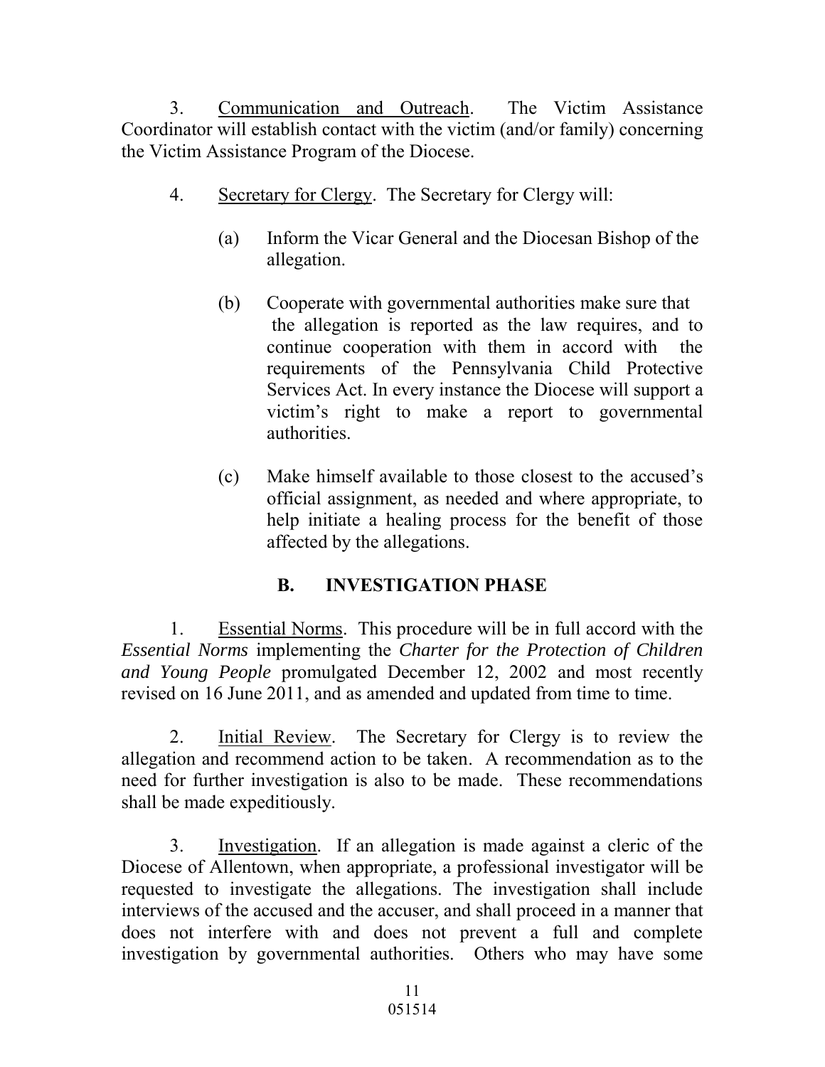3. Communication and Outreach. The Victim Assistance Coordinator will establish contact with the victim (and/or family) concerning the Victim Assistance Program of the Diocese.

4. Secretary for Clergy. The Secretary for Clergy will:

(a) Inform the Vicar General and the Diocesan Bishop of the allegation.

(b) Cooperate with governmental authorities make sure that the allegation is reported as the law requires, and to continue cooperation with them in accord with the requirements of the Pennsylvania Child Protective Services Act. In every instance the Diocese will support a victim's right to make a report to governmental authorities.

(c) Make himself available to those closest to the accused's official assignment, as needed and where appropriate, to help initiate a healing process for the benefit of those affected by the allegations.

## B. INVESTIGATION PHASE

1. Essential Norms. This procedure will be in full accord with the *Essential Norms* implementing the *Charter for the Protection of Children and Young People* promulgated December 12, 2002 and most recently revised on 16 June 2011, and as amended and updated from time to time.

2. Initial Review. The Secretary for Clergy is to review the allegation and recommend action to be taken. A recommendation as to the need for further investigation is also to be made. These recommendations shall be made expeditiously.

3. Investigation. If an allegation is made against a cleric of the Diocese of Allentown, when appropriate, a professional investigator will be requested to investigate the allegations. The investigation shall include interviews of the accused and the accuser, and shall proceed in a manner that does not interfere with and does not prevent a full and complete investigation by governmental authorities. Others who may have some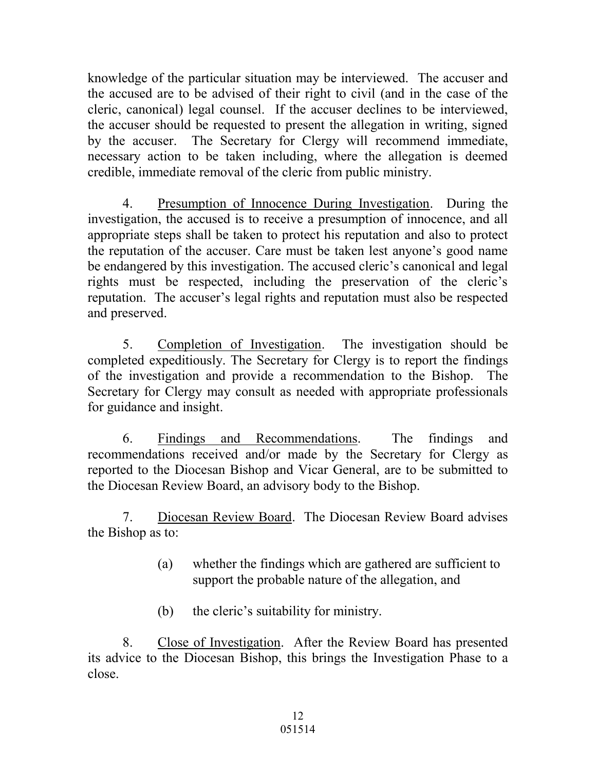knowledge of the particular situation may be interviewed. The accuser and the accused are to be advised of their right to civil (and in the case of the cleric, canonical) legal counsel. If the accuser declines to be interviewed, the accuser should be requested to present the allegation in writing, signed by the accuser. The Secretary for Clergy will recommend immediate, necessary action to be taken including, where the allegation is deemed credible, immediate removal of the cleric from public ministry.

4. <u>Presumption of Innocence During Investigation</u>. During the investigation, the accused is to receive a presumption of innocence, and all appropriate steps shall be taken to protect his reputation and also to protect the reputation of the accuser. Care must be taken lest anyone's good name be endangered by this investigation. The accused cleric's canonical and legal rights must be respected, including the preservation of the cleric's reputation. The accuser's legal rights and reputation must also be respected and preserved.

5. <u>Completion of Investigation</u>. The investigation should be completed expeditiously. The Secretary for Clergy is to report the findings of the investigation and provide a recommendation to the Bishop. The Secretary for Clergy may consult as needed with appropriate professionals for guidance and insight.

6. <u>Findings and Recommendations</u>. The findings and recommendations received and/or made by the Secretary for Clergy as reported to the Diocesan Bishop and Vicar General, are to be submitted to the Diocesan Review Board, an advisory body to the Bishop.

7. <u>Diocesan Review Board</u>. The Diocesan Review Board advises the Bishop as to:

(a) whether the findings which are gathered are sufficient to support the probable nature of the allegation, and

(b) the cleric's suitability for ministry.

8. <u>Close of Investigation</u>. After the Review Board has presented its advice to the Diocesan Bishop, this brings the Investigation Phase to a close.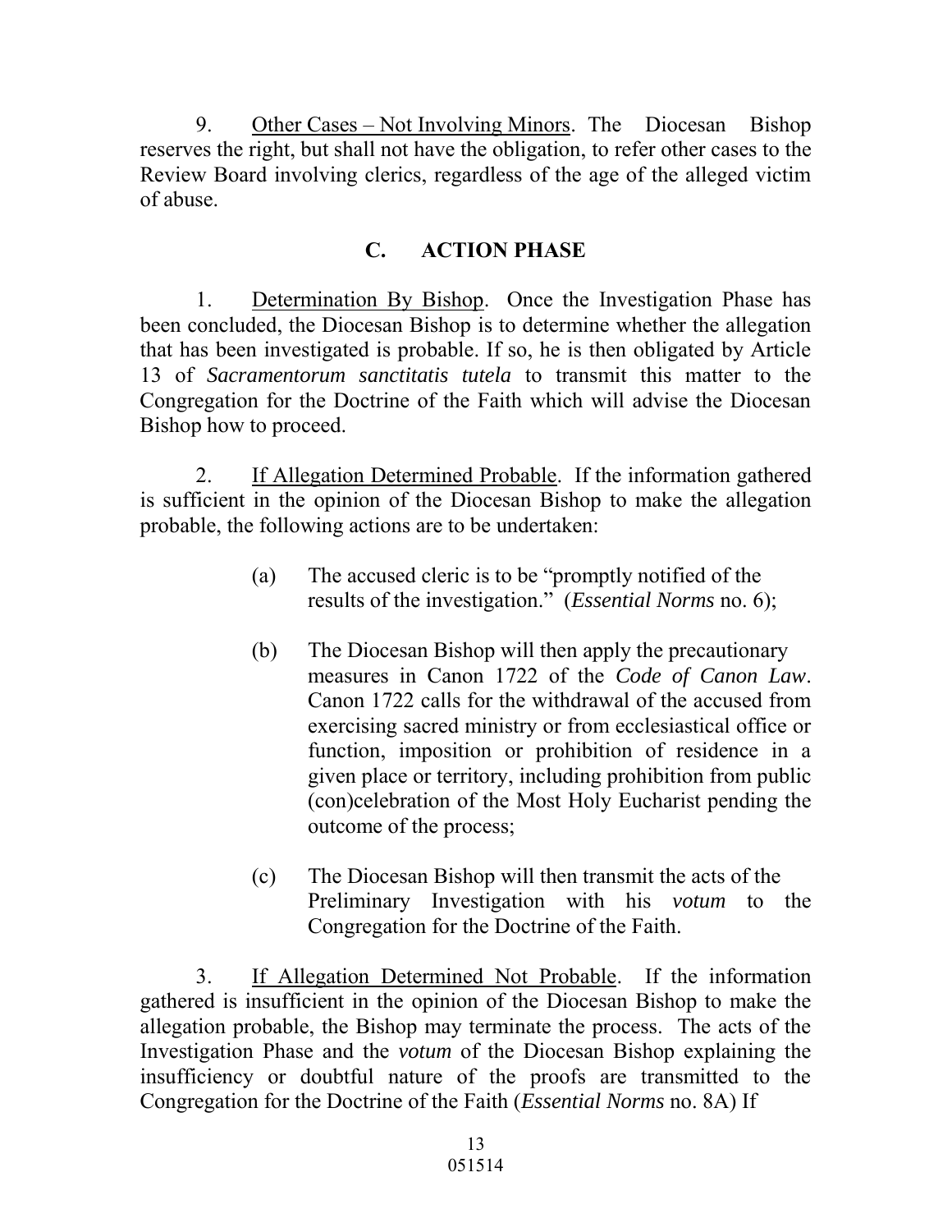9. Other Cases – Not Involving Minors. The Diocesan Bishop reserves the right, but shall not have the obligation, to refer other cases to the Review Board involving clerics, regardless of the age of the alleged victim of abuse.

## C. ACTION PHASE

1. Determination By Bishop. Once the Investigation Phase has been concluded, the Diocesan Bishop is to determine whether the allegation that has been investigated is probable. If so, he is then obligated by Article 13 of *Sacramentorum sanctitatis tutela* to transmit this matter to the Congregation for the Doctrine of the Faith which will advise the Diocesan Bishop how to proceed.

2. If Allegation Determined Probable. If the information gathered is sufficient in the opinion of the Diocesan Bishop to make the allegation probable, the following actions are to be undertaken:

   (a) The accused cleric is to be "promptly notified of the results of the investigation." (*Essential Norms* no. 6);

   (b) The Diocesan Bishop will then apply the precautionary measures in Canon 1722 of the *Code of Canon Law*. Canon 1722 calls for the withdrawal of the accused from exercising sacred ministry or from ecclesiastical office or function, imposition or prohibition of residence in a given place or territory, including prohibition from public (con)celebration of the Most Holy Eucharist pending the outcome of the process;

   (c) The Diocesan Bishop will then transmit the acts of the Preliminary Investigation with his *votum* to the Congregation for the Doctrine of the Faith.

3. If Allegation Determined Not Probable. If the information gathered is insufficient in the opinion of the Diocesan Bishop to make the allegation probable, the Bishop may terminate the process. The acts of the Investigation Phase and the *votum* of the Diocesan Bishop explaining the insufficiency or doubtful nature of the proofs are transmitted to the Congregation for the Doctrine of the Faith (*Essential Norms* no. 8A) If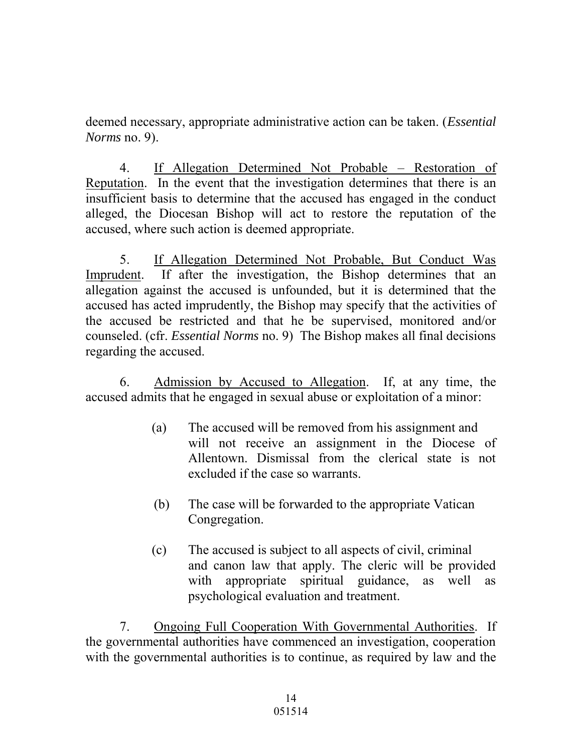deemed necessary, appropriate administrative action can be taken. (*Essential Norms* no. 9).

4. If Allegation Determined Not Probable – Restoration of Reputation. In the event that the investigation determines that there is an insufficient basis to determine that the accused has engaged in the conduct alleged, the Diocesan Bishop will act to restore the reputation of the accused, where such action is deemed appropriate.

5. If Allegation Determined Not Probable, But Conduct Was Imprudent. If after the investigation, the Bishop determines that an allegation against the accused is unfounded, but it is determined that the accused has acted imprudently, the Bishop may specify that the activities of the accused be restricted and that he be supervised, monitored and/or counseled. (cfr. *Essential Norms* no. 9) The Bishop makes all final decisions regarding the accused.

6. Admission by Accused to Allegation. If, at any time, the accused admits that he engaged in sexual abuse or exploitation of a minor:

(a) The accused will be removed from his assignment and will not receive an assignment in the Diocese of Allentown. Dismissal from the clerical state is not excluded if the case so warrants.

(b) The case will be forwarded to the appropriate Vatican Congregation.

(c) The accused is subject to all aspects of civil, criminal and canon law that apply. The cleric will be provided with appropriate spiritual guidance, as well as psychological evaluation and treatment.

7. Ongoing Full Cooperation With Governmental Authorities. If the governmental authorities have commenced an investigation, cooperation with the governmental authorities is to continue, as required by law and the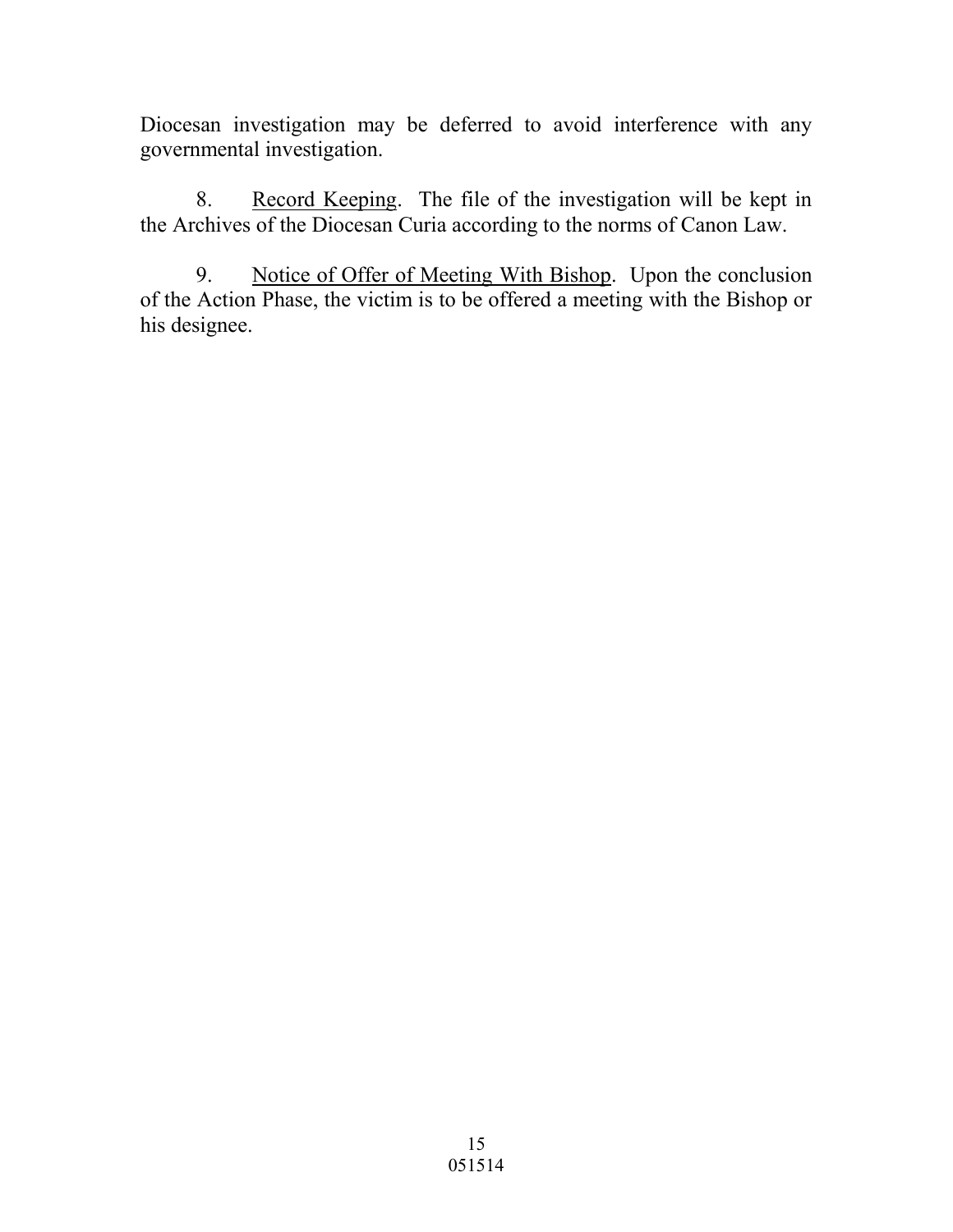Diocesan investigation may be deferred to avoid interference with any governmental investigation.

8. Record Keeping. The file of the investigation will be kept in the Archives of the Diocesan Curia according to the norms of Canon Law.

9. Notice of Offer of Meeting With Bishop. Upon the conclusion of the Action Phase, the victim is to be offered a meeting with the Bishop or his designee.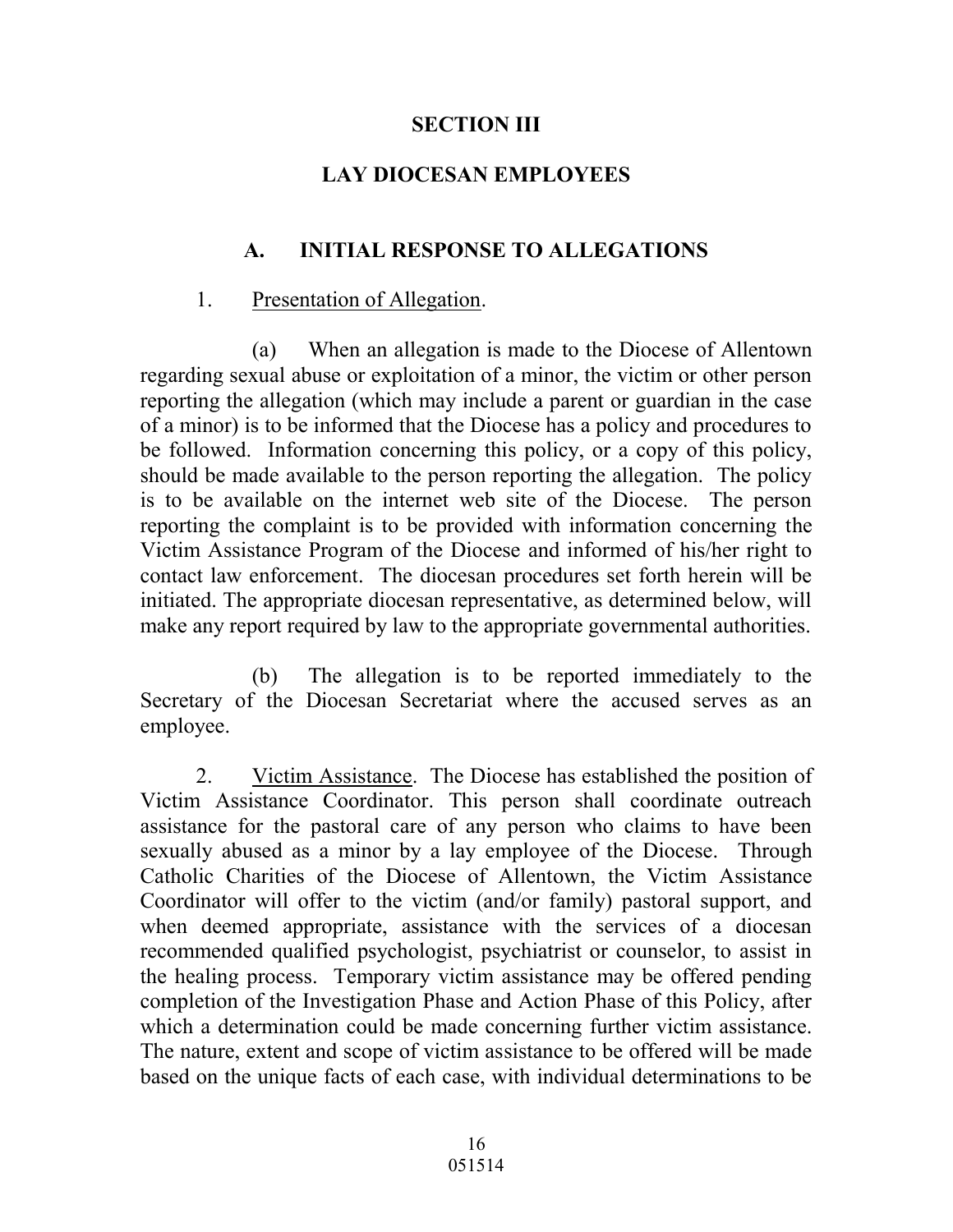# SECTION III

## LAY DIOCESAN EMPLOYEES

### A. INITIAL RESPONSE TO ALLEGATIONS

1. Presentation of Allegation.

(a) When an allegation is made to the Diocese of Allentown regarding sexual abuse or exploitation of a minor, the victim or other person reporting the allegation (which may include a parent or guardian in the case of a minor) is to be informed that the Diocese has a policy and procedures to be followed. Information concerning this policy, or a copy of this policy, should be made available to the person reporting the allegation. The policy is to be available on the internet web site of the Diocese. The person reporting the complaint is to be provided with information concerning the Victim Assistance Program of the Diocese and informed of his/her right to contact law enforcement. The diocesan procedures set forth herein will be initiated. The appropriate diocesan representative, as determined below, will make any report required by law to the appropriate governmental authorities.

(b) The allegation is to be reported immediately to the Secretary of the Diocesan Secretariat where the accused serves as an employee.

2. Victim Assistance. The Diocese has established the position of Victim Assistance Coordinator. This person shall coordinate outreach assistance for the pastoral care of any person who claims to have been sexually abused as a minor by a lay employee of the Diocese. Through Catholic Charities of the Diocese of Allentown, the Victim Assistance Coordinator will offer to the victim (and/or family) pastoral support, and when deemed appropriate, assistance with the services of a diocesan recommended qualified psychologist, psychiatrist or counselor, to assist in the healing process. Temporary victim assistance may be offered pending completion of the Investigation Phase and Action Phase of this Policy, after which a determination could be made concerning further victim assistance. The nature, extent and scope of victim assistance to be offered will be made based on the unique facts of each case, with individual determinations to be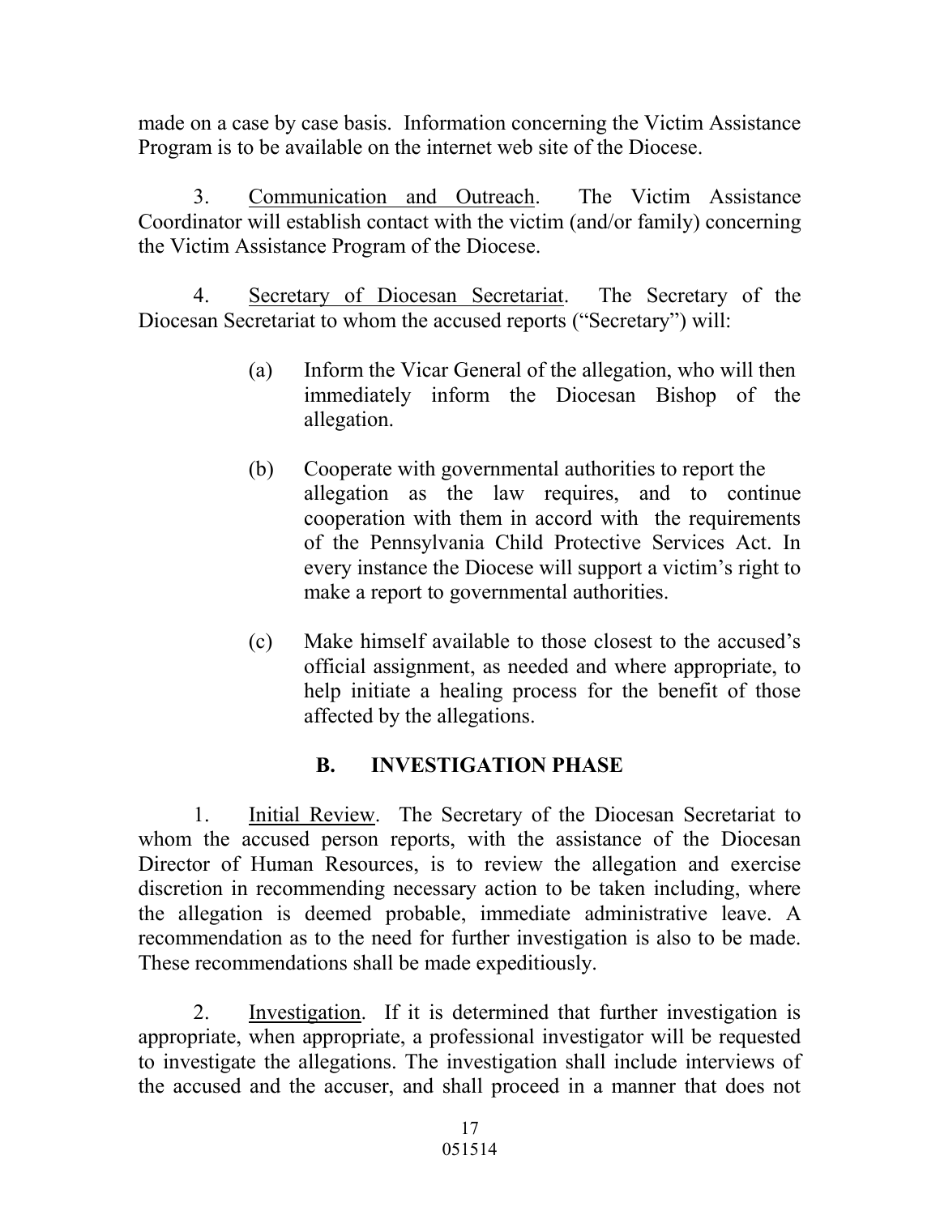made on a case by case basis. Information concerning the Victim Assistance Program is to be available on the internet web site of the Diocese.

3. Communication and Outreach. The Victim Assistance Coordinator will establish contact with the victim (and/or family) concerning the Victim Assistance Program of the Diocese.

4. Secretary of Diocesan Secretariat. The Secretary of the Diocesan Secretariat to whom the accused reports ("Secretary") will:

(a) Inform the Vicar General of the allegation, who will then immediately inform the Diocesan Bishop of the allegation.

(b) Cooperate with governmental authorities to report the allegation as the law requires, and to continue cooperation with them in accord with the requirements of the Pennsylvania Child Protective Services Act. In every instance the Diocese will support a victim's right to make a report to governmental authorities.

(c) Make himself available to those closest to the accused's official assignment, as needed and where appropriate, to help initiate a healing process for the benefit of those affected by the allegations.

## B. INVESTIGATION PHASE

1. Initial Review. The Secretary of the Diocesan Secretariat to whom the accused person reports, with the assistance of the Diocesan Director of Human Resources, is to review the allegation and exercise discretion in recommending necessary action to be taken including, where the allegation is deemed probable, immediate administrative leave. A recommendation as to the need for further investigation is also to be made. These recommendations shall be made expeditiously.

2. Investigation. If it is determined that further investigation is appropriate, when appropriate, a professional investigator will be requested to investigate the allegations. The investigation shall include interviews of the accused and the accuser, and shall proceed in a manner that does not

051514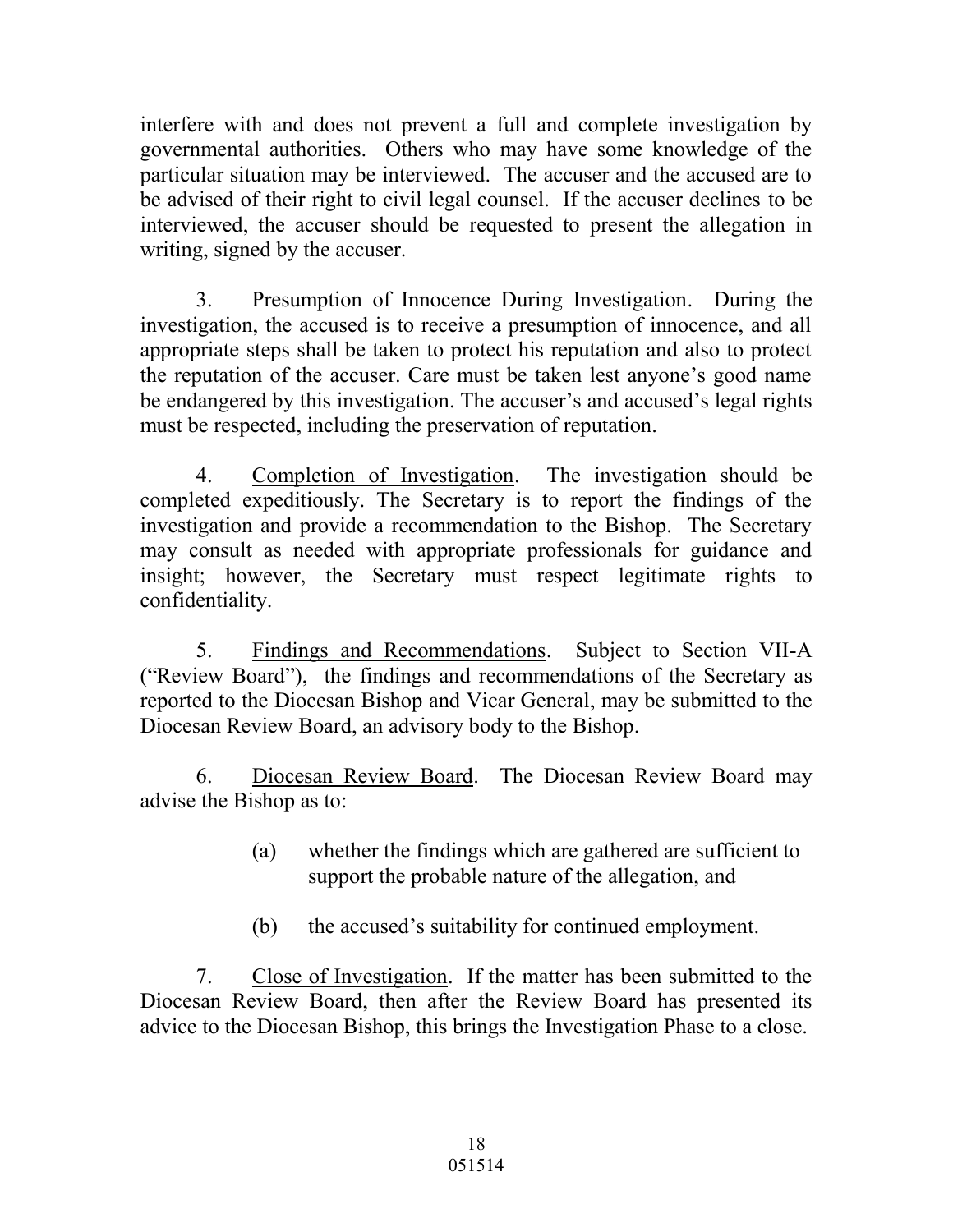interfere with and does not prevent a full and complete investigation by governmental authorities. Others who may have some knowledge of the particular situation may be interviewed. The accuser and the accused are to be advised of their right to civil legal counsel. If the accuser declines to be interviewed, the accuser should be requested to present the allegation in writing, signed by the accuser.

3. Presumption of Innocence During Investigation. During the investigation, the accused is to receive a presumption of innocence, and all appropriate steps shall be taken to protect his reputation and also to protect the reputation of the accuser. Care must be taken lest anyone's good name be endangered by this investigation. The accuser's and accused's legal rights must be respected, including the preservation of reputation.

4. Completion of Investigation. The investigation should be completed expeditiously. The Secretary is to report the findings of the investigation and provide a recommendation to the Bishop. The Secretary may consult as needed with appropriate professionals for guidance and insight; however, the Secretary must respect legitimate rights to confidentiality.

5. Findings and Recommendations. Subject to Section VII-A ("Review Board"), the findings and recommendations of the Secretary as reported to the Diocesan Bishop and Vicar General, may be submitted to the Diocesan Review Board, an advisory body to the Bishop.

6. Diocesan Review Board. The Diocesan Review Board may advise the Bishop as to:

(a) whether the findings which are gathered are sufficient to support the probable nature of the allegation, and

(b) the accused's suitability for continued employment.

7. Close of Investigation. If the matter has been submitted to the Diocesan Review Board, then after the Review Board has presented its advice to the Diocesan Bishop, this brings the Investigation Phase to a close.

051514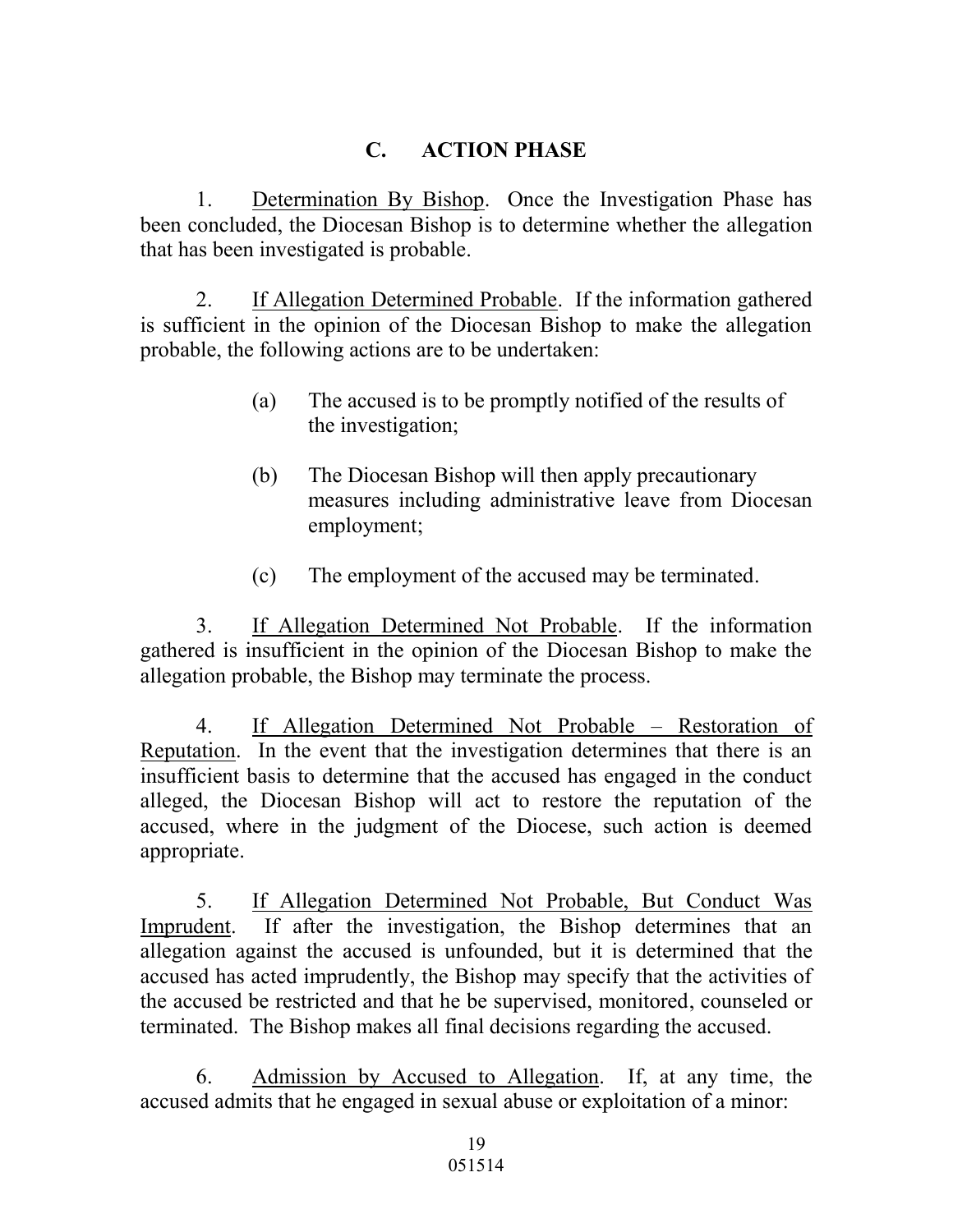## C. ACTION PHASE

1. Determination By Bishop. Once the Investigation Phase has been concluded, the Diocesan Bishop is to determine whether the allegation that has been investigated is probable.

2. If Allegation Determined Probable. If the information gathered is sufficient in the opinion of the Diocesan Bishop to make the allegation probable, the following actions are to be undertaken:

   (a) The accused is to be promptly notified of the results of the investigation;

   (b) The Diocesan Bishop will then apply precautionary measures including administrative leave from Diocesan employment;

   (c) The employment of the accused may be terminated.

3. If Allegation Determined Not Probable. If the information gathered is insufficient in the opinion of the Diocesan Bishop to make the allegation probable, the Bishop may terminate the process.

4. If Allegation Determined Not Probable – Restoration of Reputation. In the event that the investigation determines that there is an insufficient basis to determine that the accused has engaged in the conduct alleged, the Diocesan Bishop will act to restore the reputation of the accused, where in the judgment of the Diocese, such action is deemed appropriate.

5. If Allegation Determined Not Probable, But Conduct Was Imprudent. If after the investigation, the Bishop determines that an allegation against the accused is unfounded, but it is determined that the accused has acted imprudently, the Bishop may specify that the activities of the accused be restricted and that he be supervised, monitored, counseled or terminated. The Bishop makes all final decisions regarding the accused.

6. Admission by Accused to Allegation. If, at any time, the accused admits that he engaged in sexual abuse or exploitation of a minor: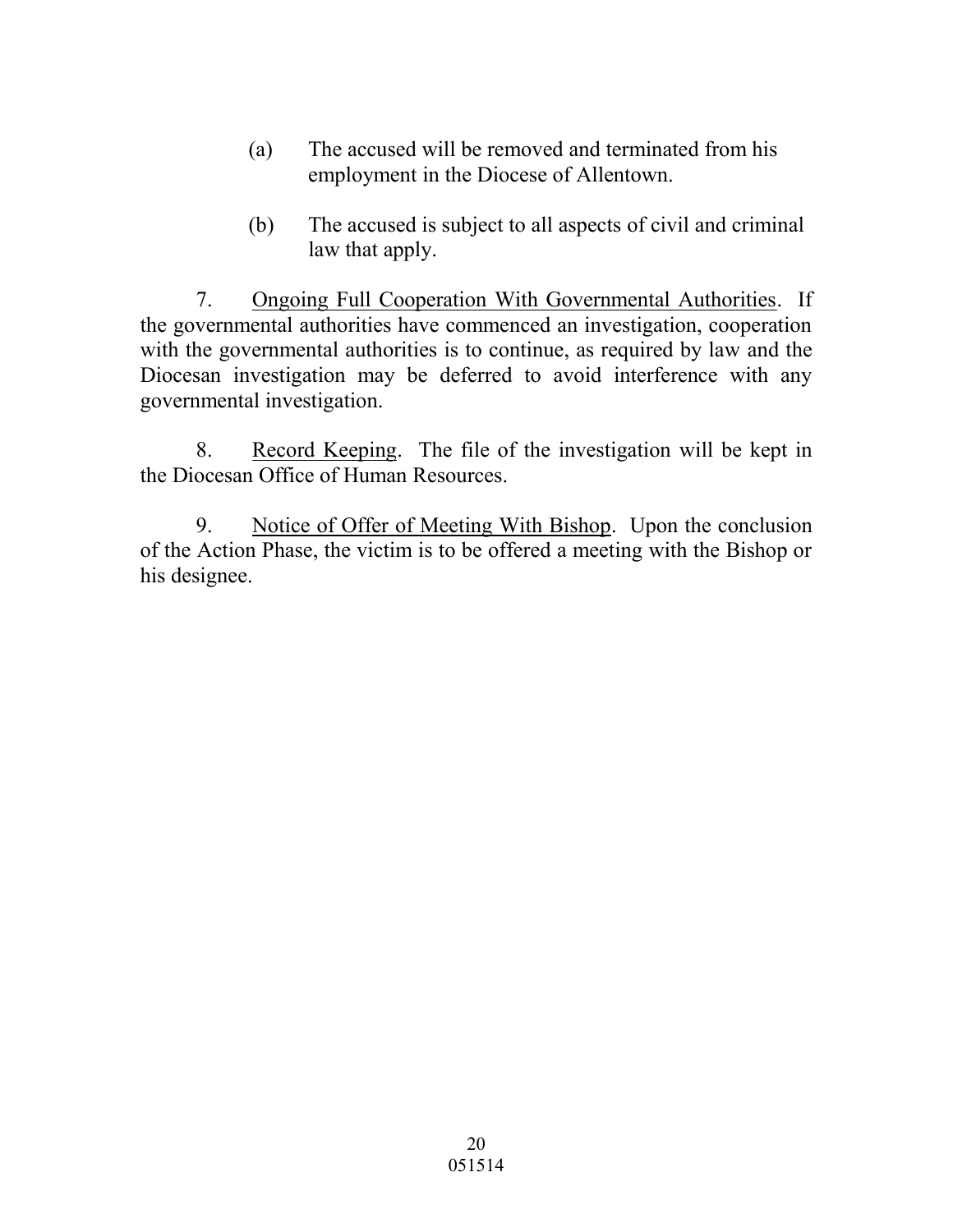(a) The accused will be removed and terminated from his employment in the Diocese of Allentown.

(b) The accused is subject to all aspects of civil and criminal law that apply.

7. Ongoing Full Cooperation With Governmental Authorities. If the governmental authorities have commenced an investigation, cooperation with the governmental authorities is to continue, as required by law and the Diocesan investigation may be deferred to avoid interference with any governmental investigation.

8. Record Keeping. The file of the investigation will be kept in the Diocesan Office of Human Resources.

9. Notice of Offer of Meeting With Bishop. Upon the conclusion of the Action Phase, the victim is to be offered a meeting with the Bishop or his designee.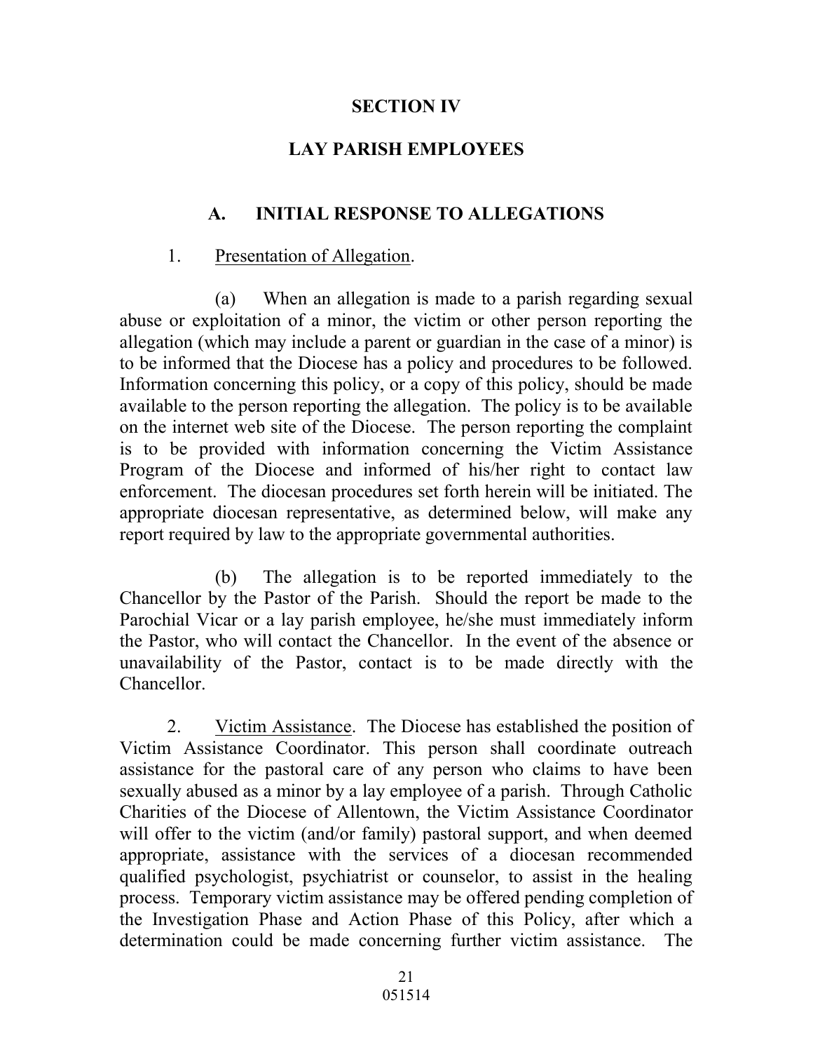# SECTION IV

# LAY PARISH EMPLOYEES

## A. INITIAL RESPONSE TO ALLEGATIONS

1. Presentation of Allegation.

(a) When an allegation is made to a parish regarding sexual abuse or exploitation of a minor, the victim or other person reporting the allegation (which may include a parent or guardian in the case of a minor) is to be informed that the Diocese has a policy and procedures to be followed. Information concerning this policy, or a copy of this policy, should be made available to the person reporting the allegation. The policy is to be available on the internet web site of the Diocese. The person reporting the complaint is to be provided with information concerning the Victim Assistance Program of the Diocese and informed of his/her right to contact law enforcement. The diocesan procedures set forth herein will be initiated. The appropriate diocesan representative, as determined below, will make any report required by law to the appropriate governmental authorities.

(b) The allegation is to be reported immediately to the Chancellor by the Pastor of the Parish. Should the report be made to the Parochial Vicar or a lay parish employee, he/she must immediately inform the Pastor, who will contact the Chancellor. In the event of the absence or unavailability of the Pastor, contact is to be made directly with the Chancellor.

2. Victim Assistance. The Diocese has established the position of Victim Assistance Coordinator. This person shall coordinate outreach assistance for the pastoral care of any person who claims to have been sexually abused as a minor by a lay employee of a parish. Through Catholic Charities of the Diocese of Allentown, the Victim Assistance Coordinator will offer to the victim (and/or family) pastoral support, and when deemed appropriate, assistance with the services of a diocesan recommended qualified psychologist, psychiatrist or counselor, to assist in the healing process. Temporary victim assistance may be offered pending completion of the Investigation Phase and Action Phase of this Policy, after which a determination could be made concerning further victim assistance. The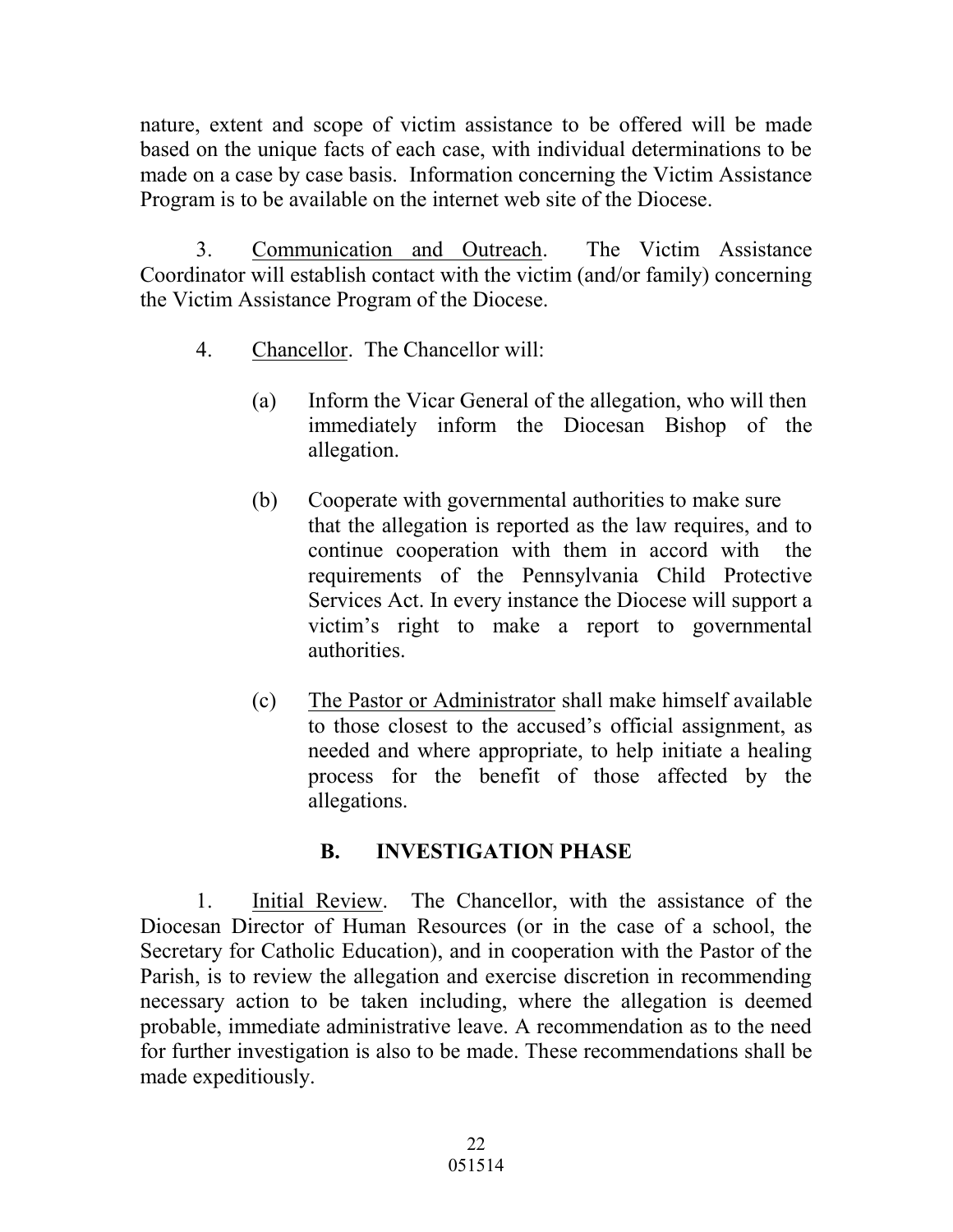nature, extent and scope of victim assistance to be offered will be made based on the unique facts of each case, with individual determinations to be made on a case by case basis. Information concerning the Victim Assistance Program is to be available on the internet web site of the Diocese.

3. Communication and Outreach. The Victim Assistance Coordinator will establish contact with the victim (and/or family) concerning the Victim Assistance Program of the Diocese.

4. Chancellor. The Chancellor will:

(a) Inform the Vicar General of the allegation, who will then immediately inform the Diocesan Bishop of the allegation.

(b) Cooperate with governmental authorities to make sure that the allegation is reported as the law requires, and to continue cooperation with them in accord with the requirements of the Pennsylvania Child Protective Services Act. In every instance the Diocese will support a victim's right to make a report to governmental authorities.

(c) The Pastor or Administrator shall make himself available to those closest to the accused's official assignment, as needed and where appropriate, to help initiate a healing process for the benefit of those affected by the allegations.

## B. INVESTIGATION PHASE

1. Initial Review. The Chancellor, with the assistance of the Diocesan Director of Human Resources (or in the case of a school, the Secretary for Catholic Education), and in cooperation with the Pastor of the Parish, is to review the allegation and exercise discretion in recommending necessary action to be taken including, where the allegation is deemed probable, immediate administrative leave. A recommendation as to the need for further investigation is also to be made. These recommendations shall be made expeditiously.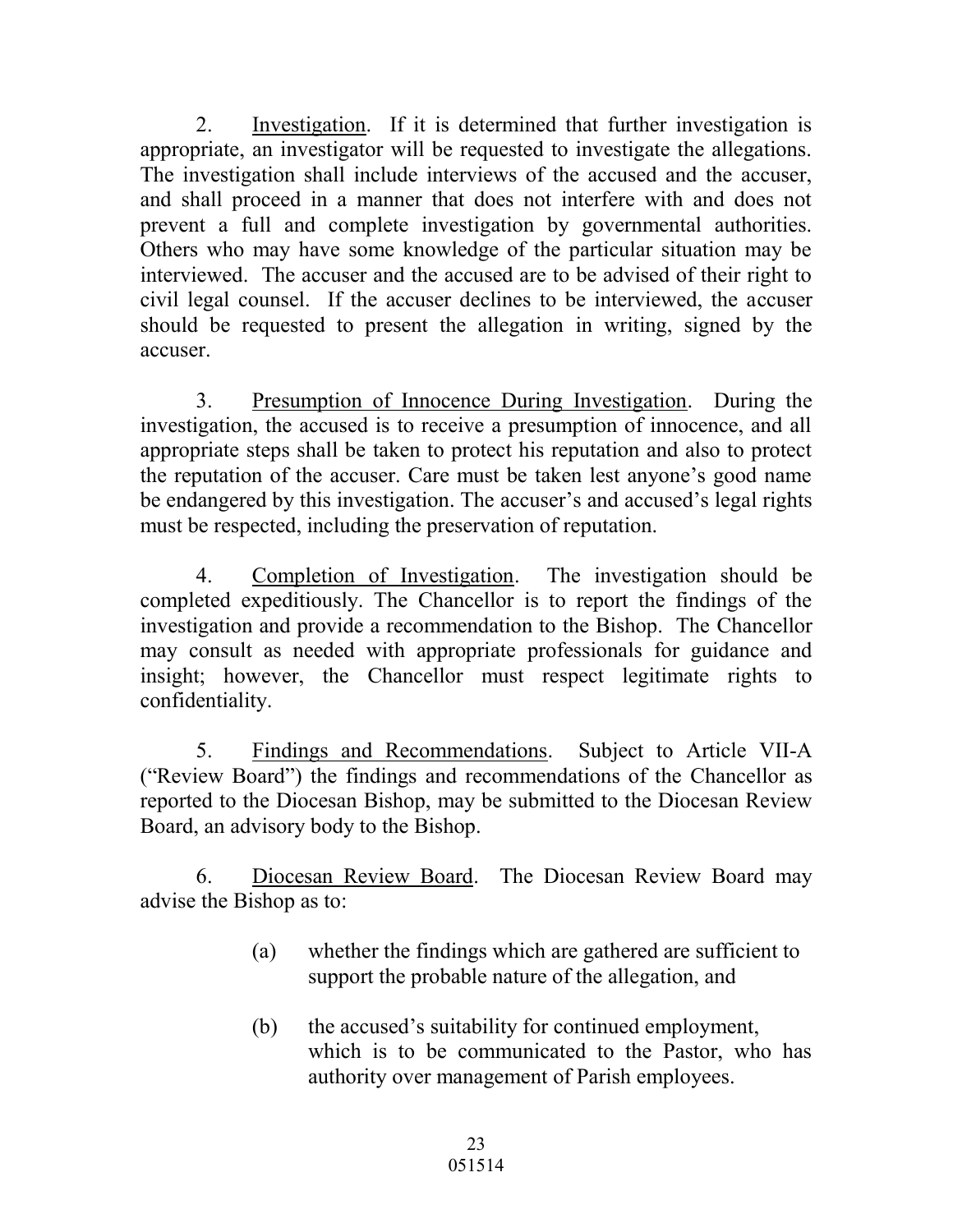2. Investigation. If it is determined that further investigation is appropriate, an investigator will be requested to investigate the allegations. The investigation shall include interviews of the accused and the accuser, and shall proceed in a manner that does not interfere with and does not prevent a full and complete investigation by governmental authorities. Others who may have some knowledge of the particular situation may be interviewed. The accuser and the accused are to be advised of their right to civil legal counsel. If the accuser declines to be interviewed, the accuser should be requested to present the allegation in writing, signed by the accuser.

3. Presumption of Innocence During Investigation. During the investigation, the accused is to receive a presumption of innocence, and all appropriate steps shall be taken to protect his reputation and also to protect the reputation of the accuser. Care must be taken lest anyone's good name be endangered by this investigation. The accuser's and accused's legal rights must be respected, including the preservation of reputation.

4. Completion of Investigation. The investigation should be completed expeditiously. The Chancellor is to report the findings of the investigation and provide a recommendation to the Bishop. The Chancellor may consult as needed with appropriate professionals for guidance and insight; however, the Chancellor must respect legitimate rights to confidentiality.

5. Findings and Recommendations. Subject to Article VII-A ("Review Board") the findings and recommendations of the Chancellor as reported to the Diocesan Bishop, may be submitted to the Diocesan Review Board, an advisory body to the Bishop.

6. Diocesan Review Board. The Diocesan Review Board may advise the Bishop as to:

(a) whether the findings which are gathered are sufficient to support the probable nature of the allegation, and

(b) the accused's suitability for continued employment, which is to be communicated to the Pastor, who has authority over management of Parish employees.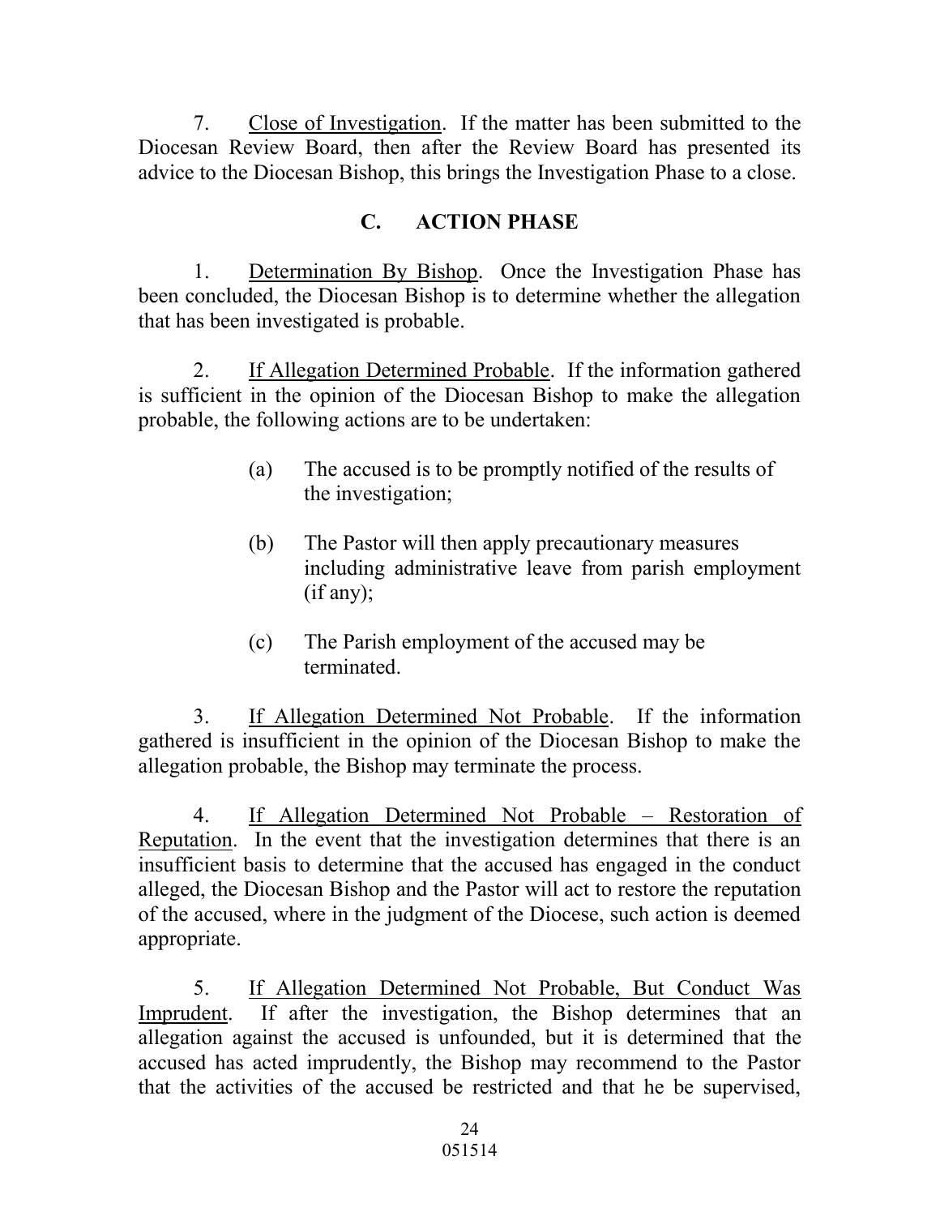7. Close of Investigation. If the matter has been submitted to the Diocesan Review Board, then after the Review Board has presented its advice to the Diocesan Bishop, this brings the Investigation Phase to a close.

### C. ACTION PHASE

1. Determination By Bishop. Once the Investigation Phase has been concluded, the Diocesan Bishop is to determine whether the allegation that has been investigated is probable.

2. If Allegation Determined Probable. If the information gathered is sufficient in the opinion of the Diocesan Bishop to make the allegation probable, the following actions are to be undertaken:

   (a) The accused is to be promptly notified of the results of the investigation;

   (b) The Pastor will then apply precautionary measures including administrative leave from parish employment (if any);

   (c) The Parish employment of the accused may be terminated.

3. If Allegation Determined Not Probable. If the information gathered is insufficient in the opinion of the Diocesan Bishop to make the allegation probable, the Bishop may terminate the process.

4. If Allegation Determined Not Probable – Restoration of Reputation. In the event that the investigation determines that there is an insufficient basis to determine that the accused has engaged in the conduct alleged, the Diocesan Bishop and the Pastor will act to restore the reputation of the accused, where in the judgment of the Diocese, such action is deemed appropriate.

5. If Allegation Determined Not Probable, But Conduct Was Imprudent. If after the investigation, the Bishop determines that an allegation against the accused is unfounded, but it is determined that the accused has acted imprudently, the Bishop may recommend to the Pastor that the activities of the accused be restricted and that he be supervised,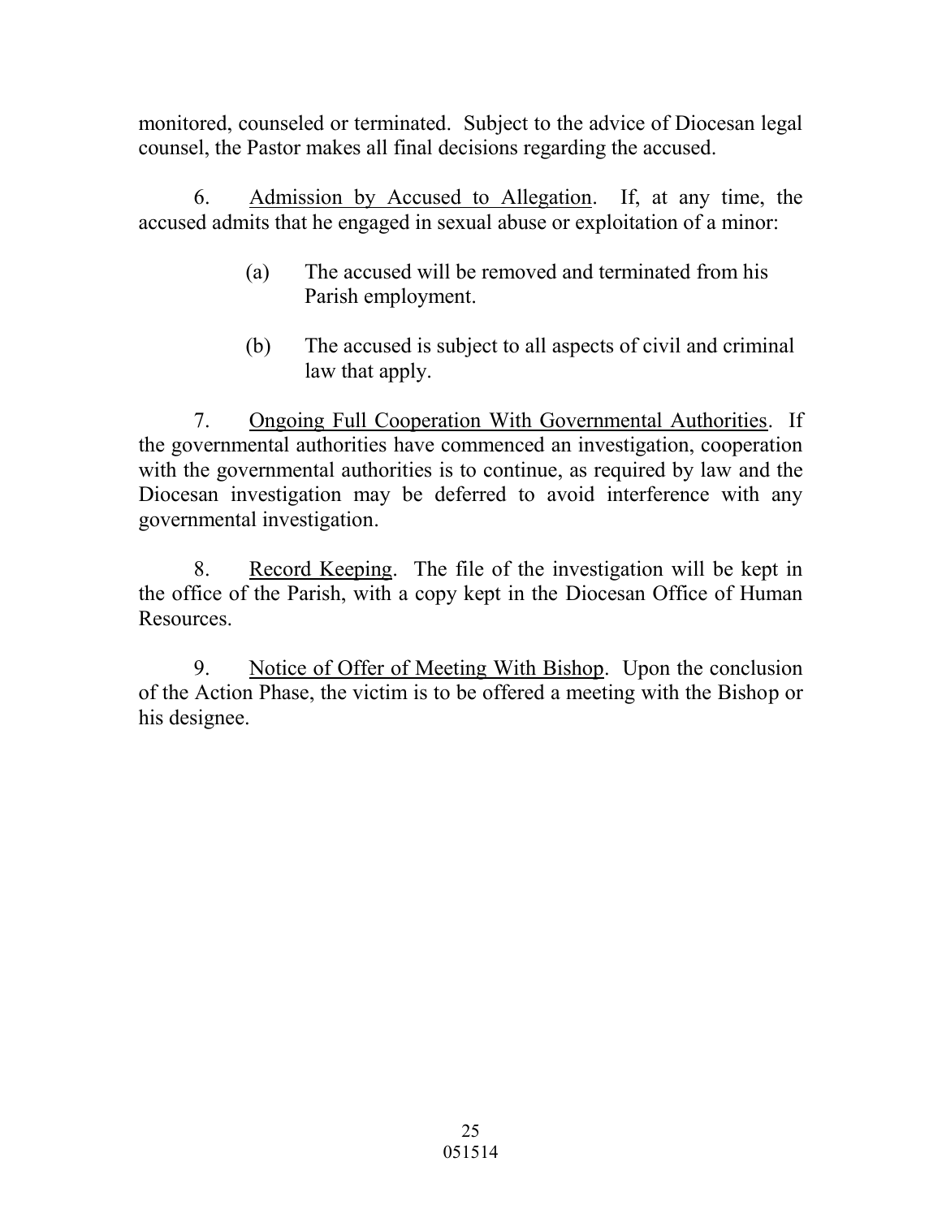monitored, counseled or terminated. Subject to the advice of Diocesan legal counsel, the Pastor makes all final decisions regarding the accused.

6. Admission by Accused to Allegation. If, at any time, the accused admits that he engaged in sexual abuse or exploitation of a minor:

(a) The accused will be removed and terminated from his Parish employment.

(b) The accused is subject to all aspects of civil and criminal law that apply.

7. Ongoing Full Cooperation With Governmental Authorities. If the governmental authorities have commenced an investigation, cooperation with the governmental authorities is to continue, as required by law and the Diocesan investigation may be deferred to avoid interference with any governmental investigation.

8. Record Keeping. The file of the investigation will be kept in the office of the Parish, with a copy kept in the Diocesan Office of Human Resources.

9. Notice of Offer of Meeting With Bishop. Upon the conclusion of the Action Phase, the victim is to be offered a meeting with the Bishop or his designee.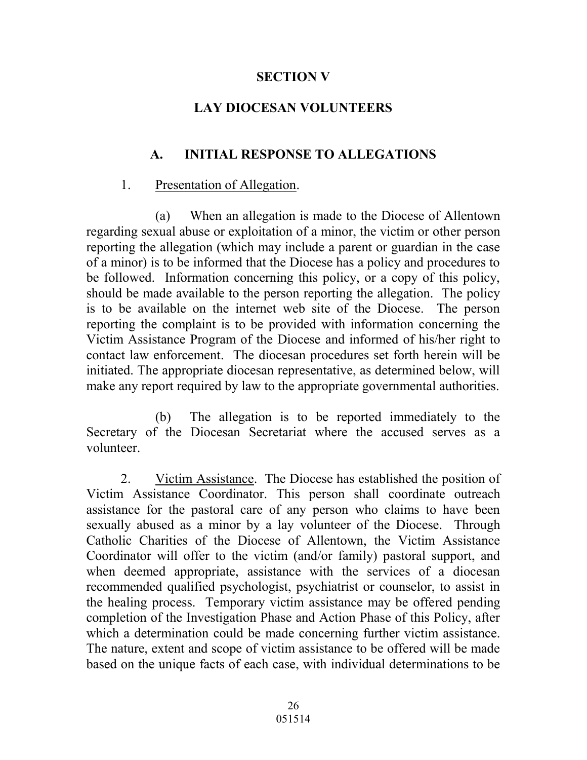# SECTION V

## LAY DIOCESAN VOLUNTEERS

### A. INITIAL RESPONSE TO ALLEGATIONS

1. Presentation of Allegation.

(a) When an allegation is made to the Diocese of Allentown regarding sexual abuse or exploitation of a minor, the victim or other person reporting the allegation (which may include a parent or guardian in the case of a minor) is to be informed that the Diocese has a policy and procedures to be followed. Information concerning this policy, or a copy of this policy, should be made available to the person reporting the allegation. The policy is to be available on the internet web site of the Diocese. The person reporting the complaint is to be provided with information concerning the Victim Assistance Program of the Diocese and informed of his/her right to contact law enforcement. The diocesan procedures set forth herein will be initiated. The appropriate diocesan representative, as determined below, will make any report required by law to the appropriate governmental authorities.

(b) The allegation is to be reported immediately to the Secretary of the Diocesan Secretariat where the accused serves as a volunteer.

2. Victim Assistance. The Diocese has established the position of Victim Assistance Coordinator. This person shall coordinate outreach assistance for the pastoral care of any person who claims to have been sexually abused as a minor by a lay volunteer of the Diocese. Through Catholic Charities of the Diocese of Allentown, the Victim Assistance Coordinator will offer to the victim (and/or family) pastoral support, and when deemed appropriate, assistance with the services of a diocesan recommended qualified psychologist, psychiatrist or counselor, to assist in the healing process. Temporary victim assistance may be offered pending completion of the Investigation Phase and Action Phase of this Policy, after which a determination could be made concerning further victim assistance. The nature, extent and scope of victim assistance to be offered will be made based on the unique facts of each case, with individual determinations to be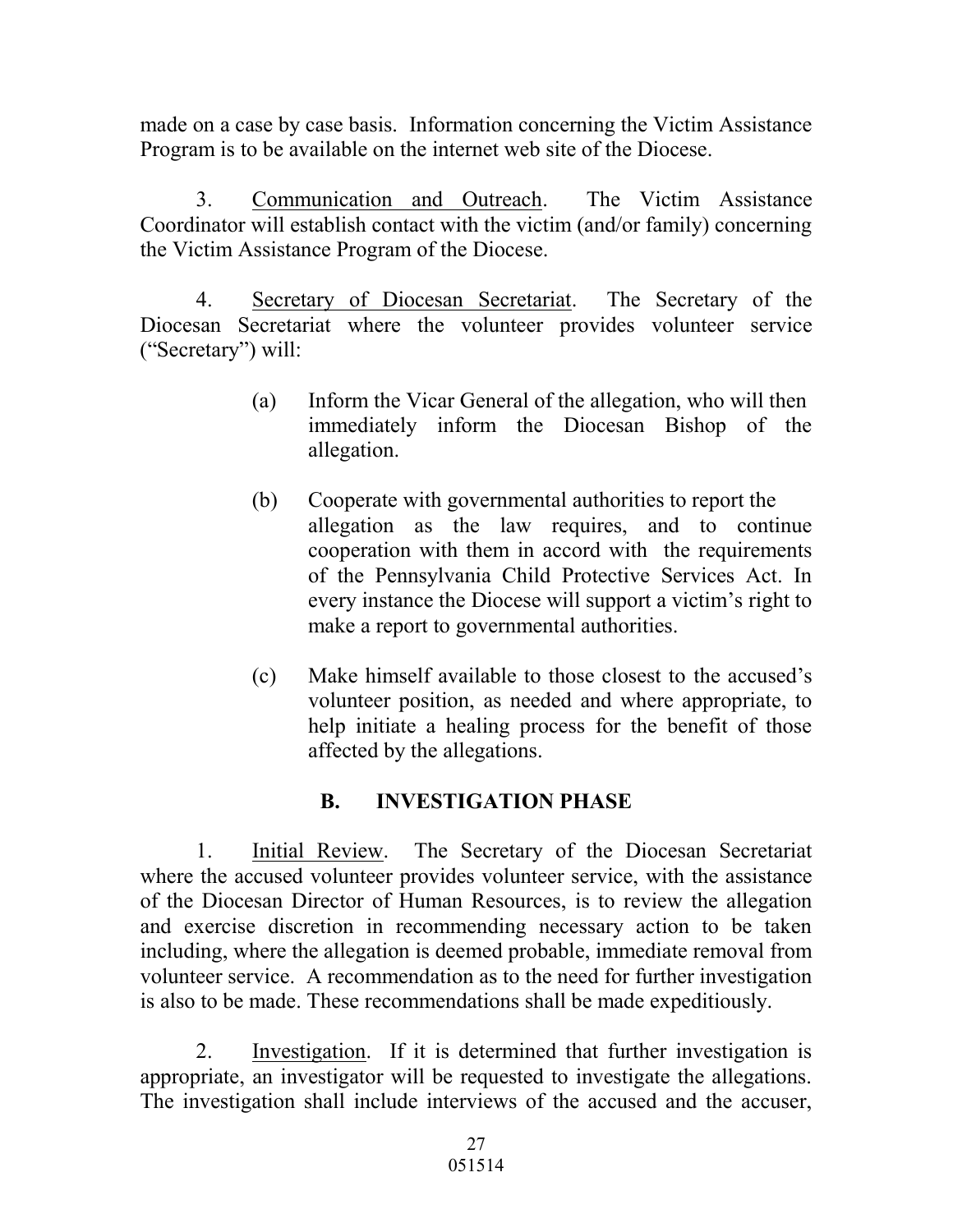made on a case by case basis. Information concerning the Victim Assistance Program is to be available on the internet web site of the Diocese.

3. Communication and Outreach. The Victim Assistance Coordinator will establish contact with the victim (and/or family) concerning the Victim Assistance Program of the Diocese.

4. Secretary of Diocesan Secretariat. The Secretary of the Diocesan Secretariat where the volunteer provides volunteer service ("Secretary") will:

(a) Inform the Vicar General of the allegation, who will then immediately inform the Diocesan Bishop of the allegation.

(b) Cooperate with governmental authorities to report the allegation as the law requires, and to continue cooperation with them in accord with the requirements of the Pennsylvania Child Protective Services Act. In every instance the Diocese will support a victim's right to make a report to governmental authorities.

(c) Make himself available to those closest to the accused's volunteer position, as needed and where appropriate, to help initiate a healing process for the benefit of those affected by the allegations.

## B. INVESTIGATION PHASE

1. Initial Review. The Secretary of the Diocesan Secretariat where the accused volunteer provides volunteer service, with the assistance of the Diocesan Director of Human Resources, is to review the allegation and exercise discretion in recommending necessary action to be taken including, where the allegation is deemed probable, immediate removal from volunteer service. A recommendation as to the need for further investigation is also to be made. These recommendations shall be made expeditiously.

2. Investigation. If it is determined that further investigation is appropriate, an investigator will be requested to investigate the allegations. The investigation shall include interviews of the accused and the accuser,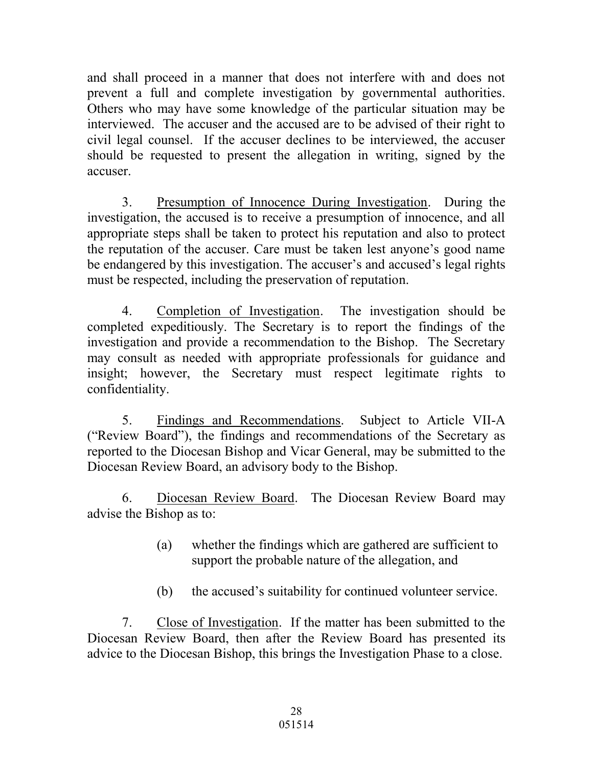and shall proceed in a manner that does not interfere with and does not prevent a full and complete investigation by governmental authorities. Others who may have some knowledge of the particular situation may be interviewed. The accuser and the accused are to be advised of their right to civil legal counsel. If the accuser declines to be interviewed, the accuser should be requested to present the allegation in writing, signed by the accuser.

3. Presumption of Innocence During Investigation. During the investigation, the accused is to receive a presumption of innocence, and all appropriate steps shall be taken to protect his reputation and also to protect the reputation of the accuser. Care must be taken lest anyone's good name be endangered by this investigation. The accuser's and accused's legal rights must be respected, including the preservation of reputation.

4. Completion of Investigation. The investigation should be completed expeditiously. The Secretary is to report the findings of the investigation and provide a recommendation to the Bishop. The Secretary may consult as needed with appropriate professionals for guidance and insight; however, the Secretary must respect legitimate rights to confidentiality.

5. Findings and Recommendations. Subject to Article VII-A ("Review Board"), the findings and recommendations of the Secretary as reported to the Diocesan Bishop and Vicar General, may be submitted to the Diocesan Review Board, an advisory body to the Bishop.

6. Diocesan Review Board. The Diocesan Review Board may advise the Bishop as to:

(a) whether the findings which are gathered are sufficient to support the probable nature of the allegation, and

(b) the accused's suitability for continued volunteer service.

7. Close of Investigation. If the matter has been submitted to the Diocesan Review Board, then after the Review Board has presented its advice to the Diocesan Bishop, this brings the Investigation Phase to a close.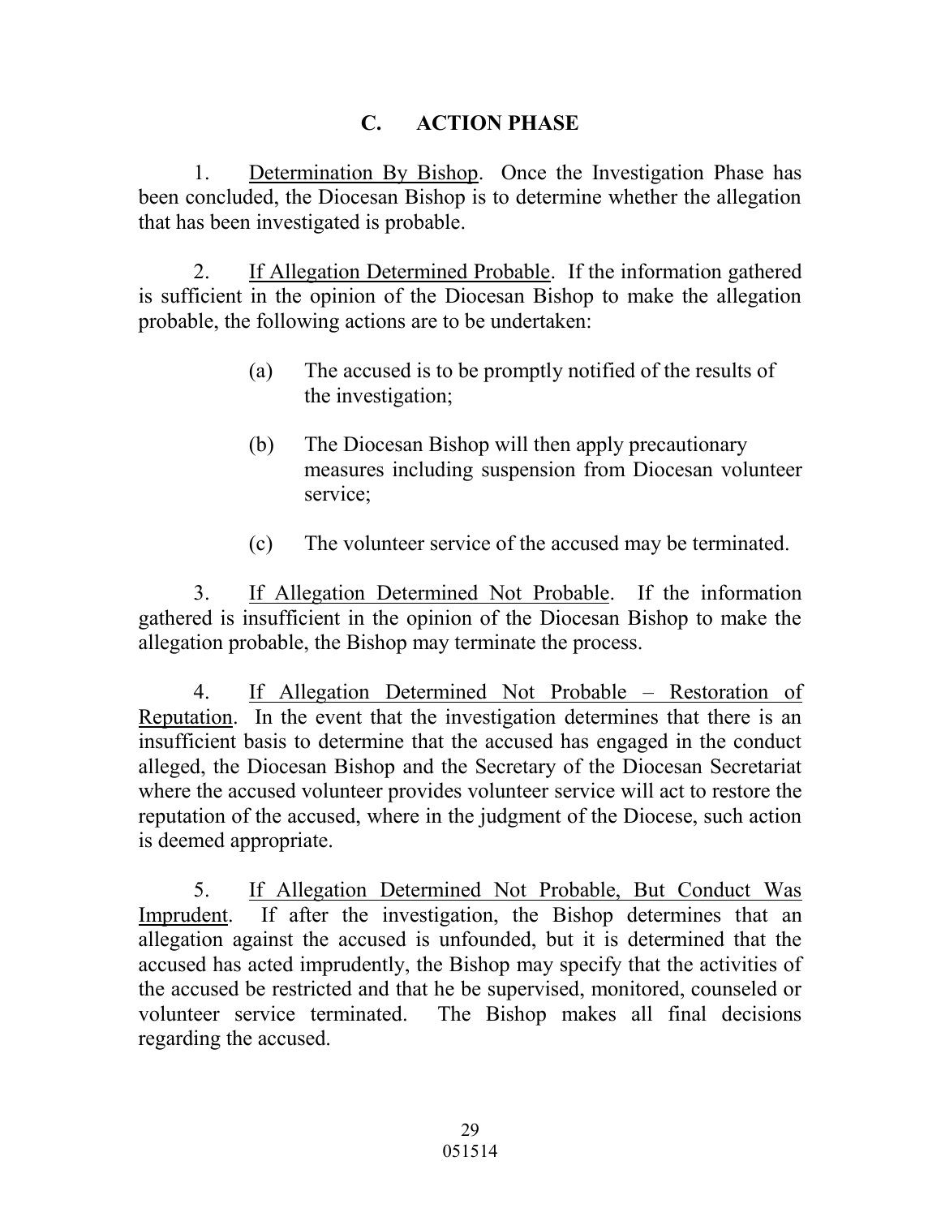## C. ACTION PHASE

1. Determination By Bishop. Once the Investigation Phase has been concluded, the Diocesan Bishop is to determine whether the allegation that has been investigated is probable.

2. If Allegation Determined Probable. If the information gathered is sufficient in the opinion of the Diocesan Bishop to make the allegation probable, the following actions are to be undertaken:

   (a) The accused is to be promptly notified of the results of the investigation;

   (b) The Diocesan Bishop will then apply precautionary measures including suspension from Diocesan volunteer service;

   (c) The volunteer service of the accused may be terminated.

3. If Allegation Determined Not Probable. If the information gathered is insufficient in the opinion of the Diocesan Bishop to make the allegation probable, the Bishop may terminate the process.

4. If Allegation Determined Not Probable – Restoration of Reputation. In the event that the investigation determines that there is an insufficient basis to determine that the accused has engaged in the conduct alleged, the Diocesan Bishop and the Secretary of the Diocesan Secretariat where the accused volunteer provides volunteer service will act to restore the reputation of the accused, where in the judgment of the Diocese, such action is deemed appropriate.

5. If Allegation Determined Not Probable, But Conduct Was Imprudent. If after the investigation, the Bishop determines that an allegation against the accused is unfounded, but it is determined that the accused has acted imprudently, the Bishop may specify that the activities of the accused be restricted and that he be supervised, monitored, counseled or volunteer service terminated. The Bishop makes all final decisions regarding the accused.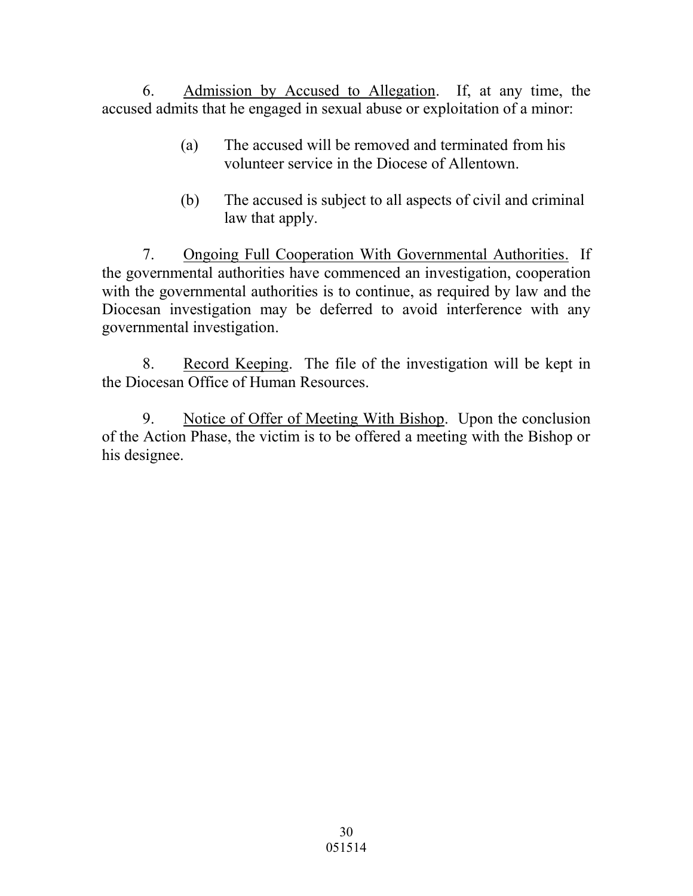6. Admission by Accused to Allegation. If, at any time, the accused admits that he engaged in sexual abuse or exploitation of a minor:

(a) The accused will be removed and terminated from his volunteer service in the Diocese of Allentown.

(b) The accused is subject to all aspects of civil and criminal law that apply.

7. Ongoing Full Cooperation With Governmental Authorities. If the governmental authorities have commenced an investigation, cooperation with the governmental authorities is to continue, as required by law and the Diocesan investigation may be deferred to avoid interference with any governmental investigation.

8. Record Keeping. The file of the investigation will be kept in the Diocesan Office of Human Resources.

9. Notice of Offer of Meeting With Bishop. Upon the conclusion of the Action Phase, the victim is to be offered a meeting with the Bishop or his designee.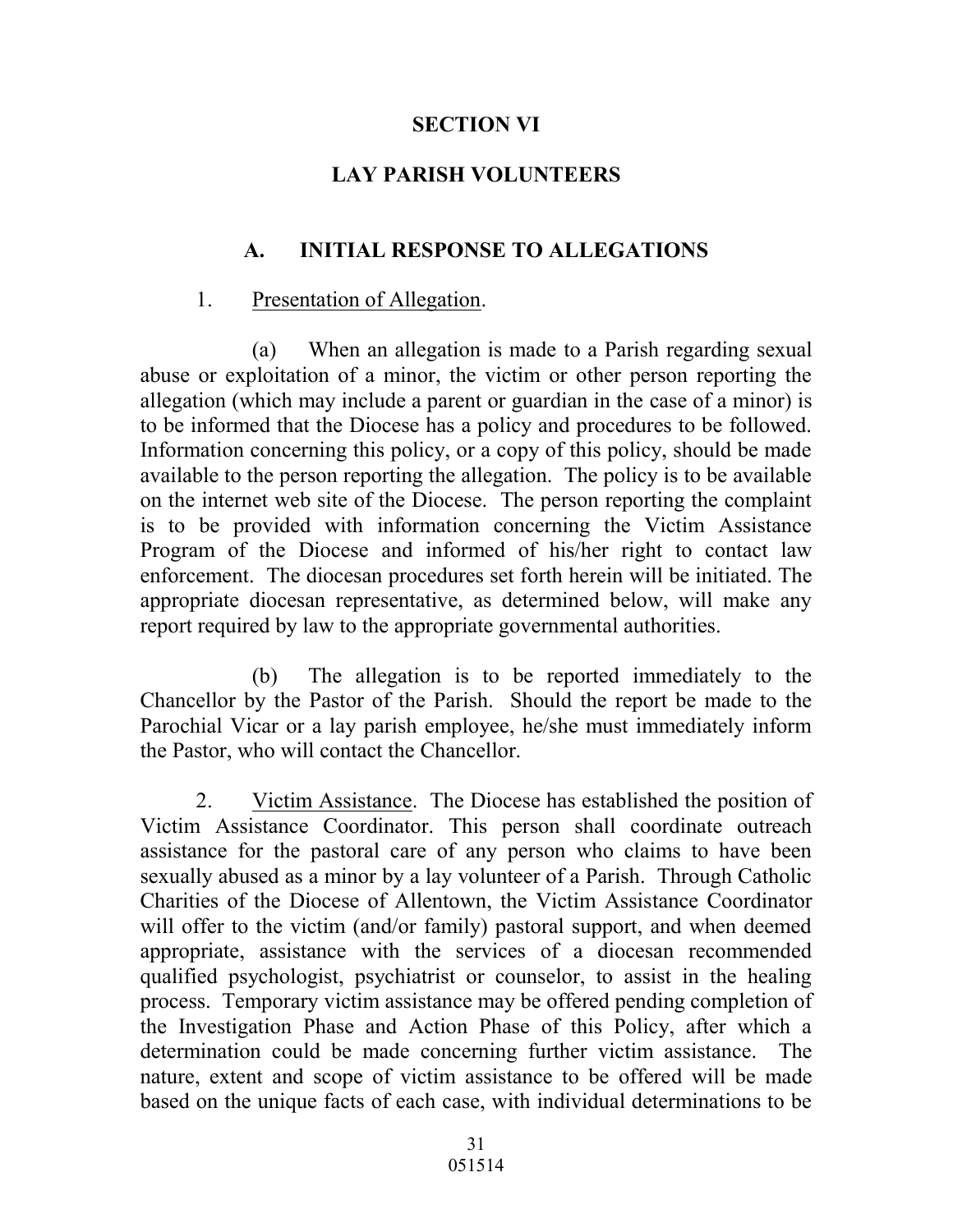# SECTION VI

# LAY PARISH VOLUNTEERS

## A. INITIAL RESPONSE TO ALLEGATIONS

1. Presentation of Allegation.

(a) When an allegation is made to a Parish regarding sexual abuse or exploitation of a minor, the victim or other person reporting the allegation (which may include a parent or guardian in the case of a minor) is to be informed that the Diocese has a policy and procedures to be followed. Information concerning this policy, or a copy of this policy, should be made available to the person reporting the allegation. The policy is to be available on the internet web site of the Diocese. The person reporting the complaint is to be provided with information concerning the Victim Assistance Program of the Diocese and informed of his/her right to contact law enforcement. The diocesan procedures set forth herein will be initiated. The appropriate diocesan representative, as determined below, will make any report required by law to the appropriate governmental authorities.

(b) The allegation is to be reported immediately to the Chancellor by the Pastor of the Parish. Should the report be made to the Parochial Vicar or a lay parish employee, he/she must immediately inform the Pastor, who will contact the Chancellor.

2. Victim Assistance. The Diocese has established the position of Victim Assistance Coordinator. This person shall coordinate outreach assistance for the pastoral care of any person who claims to have been sexually abused as a minor by a lay volunteer of a Parish. Through Catholic Charities of the Diocese of Allentown, the Victim Assistance Coordinator will offer to the victim (and/or family) pastoral support, and when deemed appropriate, assistance with the services of a diocesan recommended qualified psychologist, psychiatrist or counselor, to assist in the healing process. Temporary victim assistance may be offered pending completion of the Investigation Phase and Action Phase of this Policy, after which a determination could be made concerning further victim assistance. The nature, extent and scope of victim assistance to be offered will be made based on the unique facts of each case, with individual determinations to be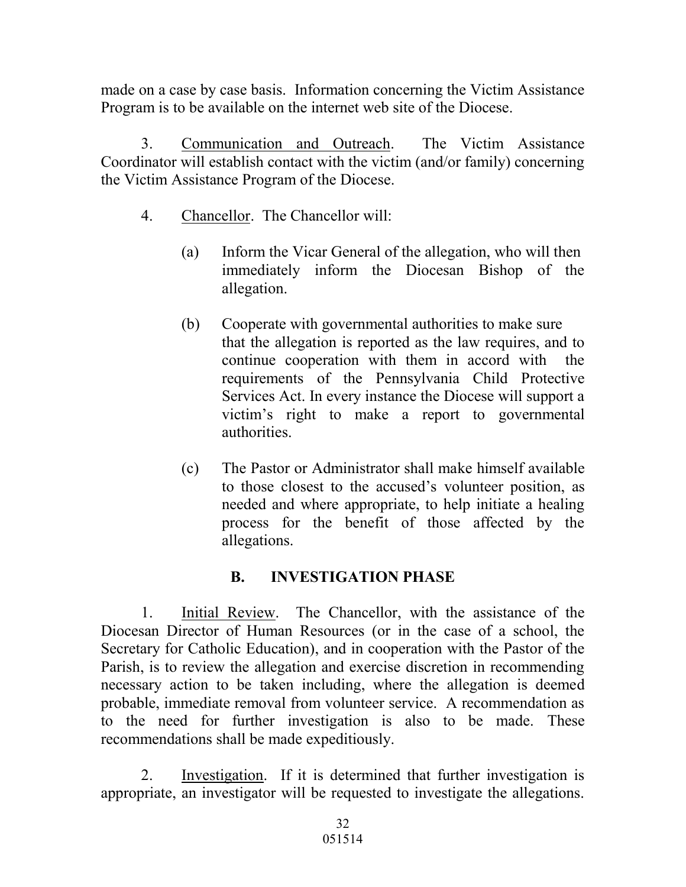made on a case by case basis. Information concerning the Victim Assistance Program is to be available on the internet web site of the Diocese.

3. Communication and Outreach. The Victim Assistance Coordinator will establish contact with the victim (and/or family) concerning the Victim Assistance Program of the Diocese.

4. Chancellor. The Chancellor will:

(a) Inform the Vicar General of the allegation, who will then immediately inform the Diocesan Bishop of the allegation.

(b) Cooperate with governmental authorities to make sure that the allegation is reported as the law requires, and to continue cooperation with them in accord with the requirements of the Pennsylvania Child Protective Services Act. In every instance the Diocese will support a victim's right to make a report to governmental authorities.

(c) The Pastor or Administrator shall make himself available to those closest to the accused's volunteer position, as needed and where appropriate, to help initiate a healing process for the benefit of those affected by the allegations.

## B. INVESTIGATION PHASE

1. Initial Review. The Chancellor, with the assistance of the Diocesan Director of Human Resources (or in the case of a school, the Secretary for Catholic Education), and in cooperation with the Pastor of the Parish, is to review the allegation and exercise discretion in recommending necessary action to be taken including, where the allegation is deemed probable, immediate removal from volunteer service. A recommendation as to the need for further investigation is also to be made. These recommendations shall be made expeditiously.

2. Investigation. If it is determined that further investigation is appropriate, an investigator will be requested to investigate the allegations.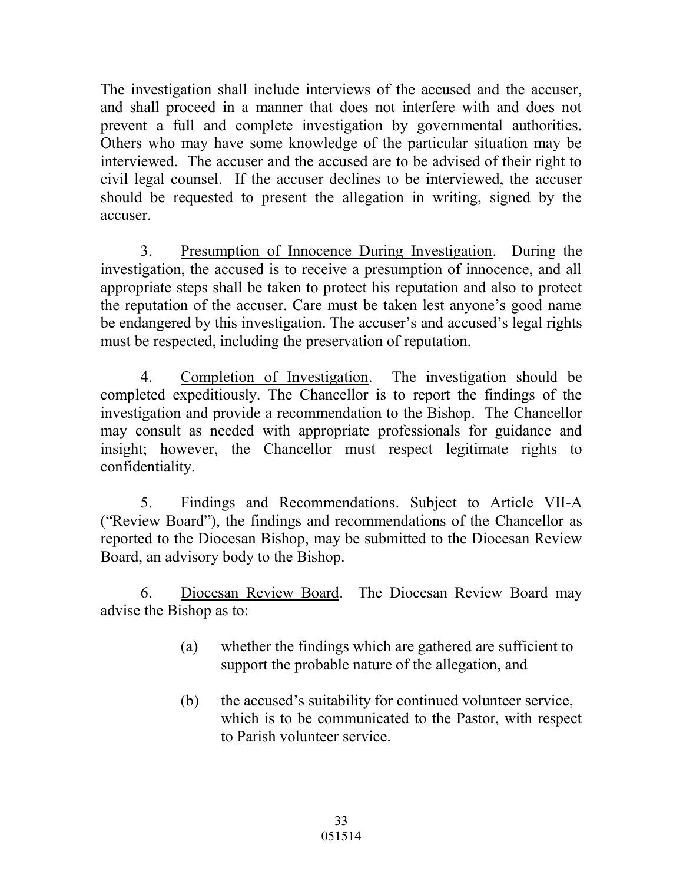The investigation shall include interviews of the accused and the accuser, and shall proceed in a manner that does not interfere with and does not prevent a full and complete investigation by governmental authorities. Others who may have some knowledge of the particular situation may be interviewed. The accuser and the accused are to be advised of their right to civil legal counsel. If the accuser declines to be interviewed, the accuser should be requested to present the allegation in writing, signed by the accuser.

3. Presumption of Innocence During Investigation. During the investigation, the accused is to receive a presumption of innocence, and all appropriate steps shall be taken to protect his reputation and also to protect the reputation of the accuser. Care must be taken lest anyone's good name be endangered by this investigation. The accuser's and accused's legal rights must be respected, including the preservation of reputation.

4. Completion of Investigation. The investigation should be completed expeditiously. The Chancellor is to report the findings of the investigation and provide a recommendation to the Bishop. The Chancellor may consult as needed with appropriate professionals for guidance and insight; however, the Chancellor must respect legitimate rights to confidentiality.

5. Findings and Recommendations. Subject to Article VII-A ("Review Board"), the findings and recommendations of the Chancellor as reported to the Diocesan Bishop, may be submitted to the Diocesan Review Board, an advisory body to the Bishop.

6. Diocesan Review Board. The Diocesan Review Board may advise the Bishop as to:

(a) whether the findings which are gathered are sufficient to support the probable nature of the allegation, and

(b) the accused's suitability for continued volunteer service, which is to be communicated to the Pastor, with respect to Parish volunteer service.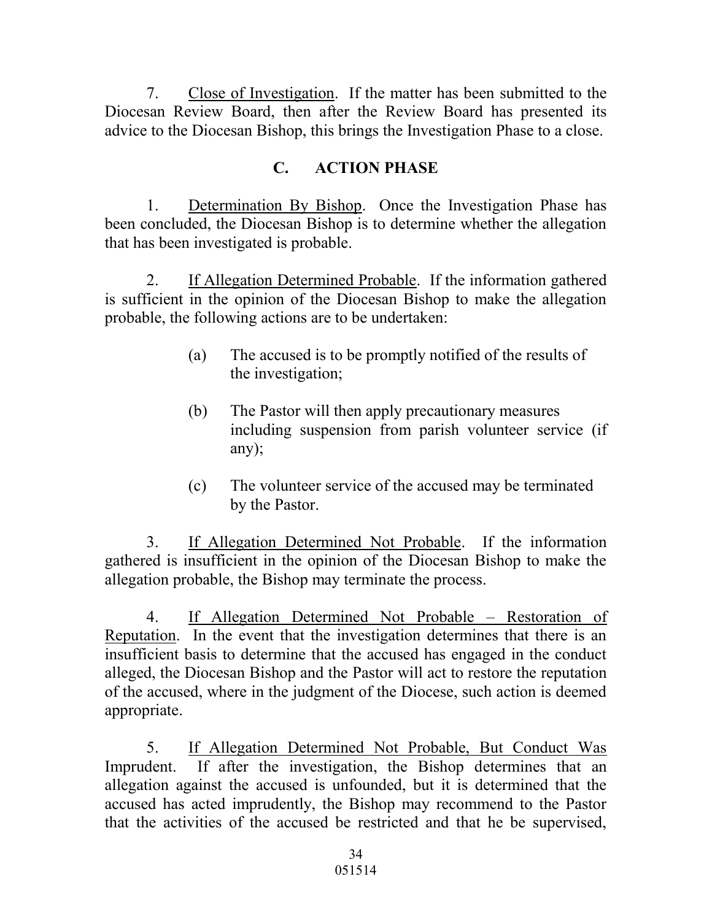7. Close of Investigation. If the matter has been submitted to the Diocesan Review Board, then after the Review Board has presented its advice to the Diocesan Bishop, this brings the Investigation Phase to a close.

## C. ACTION PHASE

1. Determination By Bishop. Once the Investigation Phase has been concluded, the Diocesan Bishop is to determine whether the allegation that has been investigated is probable.

2. If Allegation Determined Probable. If the information gathered is sufficient in the opinion of the Diocesan Bishop to make the allegation probable, the following actions are to be undertaken:

   (a) The accused is to be promptly notified of the results of the investigation;

   (b) The Pastor will then apply precautionary measures including suspension from parish volunteer service (if any);

   (c) The volunteer service of the accused may be terminated by the Pastor.

3. If Allegation Determined Not Probable. If the information gathered is insufficient in the opinion of the Diocesan Bishop to make the allegation probable, the Bishop may terminate the process.

4. If Allegation Determined Not Probable – Restoration of Reputation. In the event that the investigation determines that there is an insufficient basis to determine that the accused has engaged in the conduct alleged, the Diocesan Bishop and the Pastor will act to restore the reputation of the accused, where in the judgment of the Diocese, such action is deemed appropriate.

5. If Allegation Determined Not Probable, But Conduct Was Imprudent. If after the investigation, the Bishop determines that an allegation against the accused is unfounded, but it is determined that the accused has acted imprudently, the Bishop may recommend to the Pastor that the activities of the accused be restricted and that he be supervised,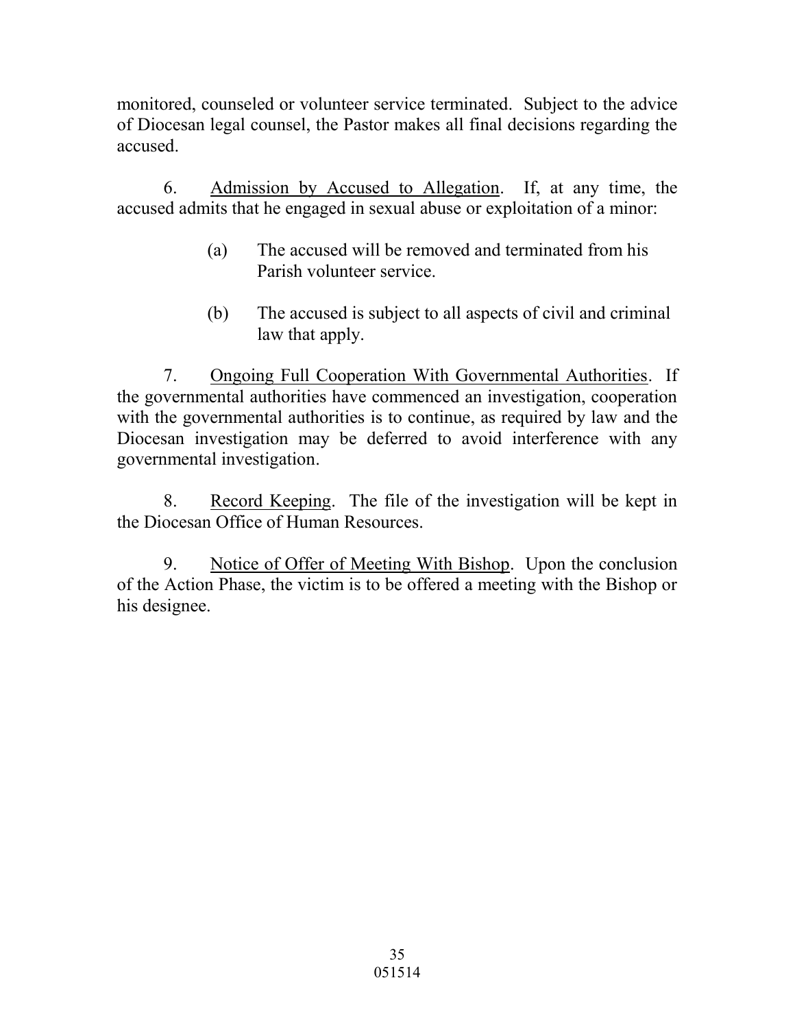monitored, counseled or volunteer service terminated. Subject to the advice of Diocesan legal counsel, the Pastor makes all final decisions regarding the accused.

6. Admission by Accused to Allegation. If, at any time, the accused admits that he engaged in sexual abuse or exploitation of a minor:

(a) The accused will be removed and terminated from his Parish volunteer service.

(b) The accused is subject to all aspects of civil and criminal law that apply.

7. Ongoing Full Cooperation With Governmental Authorities. If the governmental authorities have commenced an investigation, cooperation with the governmental authorities is to continue, as required by law and the Diocesan investigation may be deferred to avoid interference with any governmental investigation.

8. Record Keeping. The file of the investigation will be kept in the Diocesan Office of Human Resources.

9. Notice of Offer of Meeting With Bishop. Upon the conclusion of the Action Phase, the victim is to be offered a meeting with the Bishop or his designee.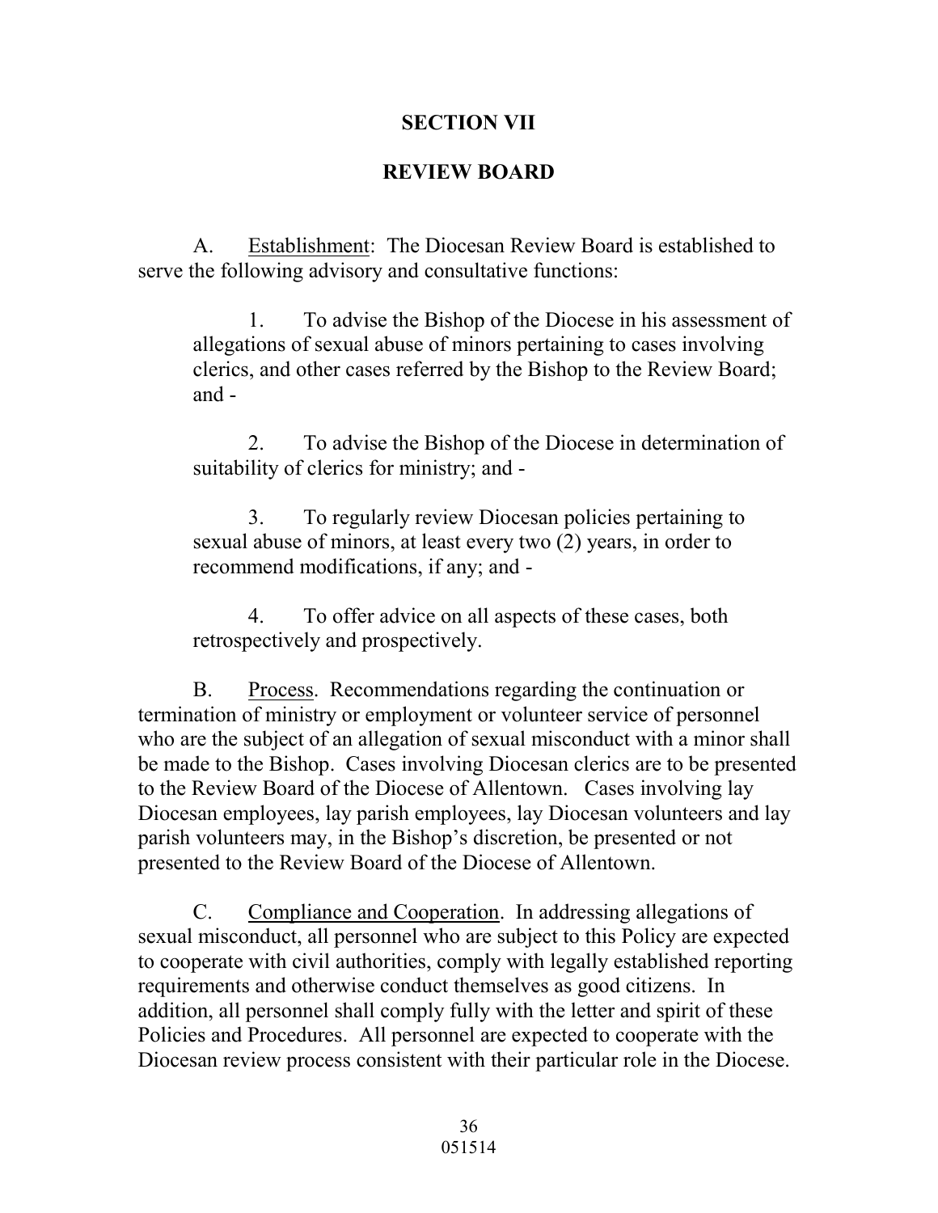## SECTION VII

## REVIEW BOARD

A. Establishment: The Diocesan Review Board is established to serve the following advisory and consultative functions:

1. To advise the Bishop of the Diocese in his assessment of allegations of sexual abuse of minors pertaining to cases involving clerics, and other cases referred by the Bishop to the Review Board; and -

2. To advise the Bishop of the Diocese in determination of suitability of clerics for ministry; and -

3. To regularly review Diocesan policies pertaining to sexual abuse of minors, at least every two (2) years, in order to recommend modifications, if any; and -

4. To offer advice on all aspects of these cases, both retrospectively and prospectively.

B. Process. Recommendations regarding the continuation or termination of ministry or employment or volunteer service of personnel who are the subject of an allegation of sexual misconduct with a minor shall be made to the Bishop. Cases involving Diocesan clerics are to be presented to the Review Board of the Diocese of Allentown. Cases involving lay Diocesan employees, lay parish employees, lay Diocesan volunteers and lay parish volunteers may, in the Bishop's discretion, be presented or not presented to the Review Board of the Diocese of Allentown.

C. Compliance and Cooperation. In addressing allegations of sexual misconduct, all personnel who are subject to this Policy are expected to cooperate with civil authorities, comply with legally established reporting requirements and otherwise conduct themselves as good citizens. In addition, all personnel shall comply fully with the letter and spirit of these Policies and Procedures. All personnel are expected to cooperate with the Diocesan review process consistent with their particular role in the Diocese.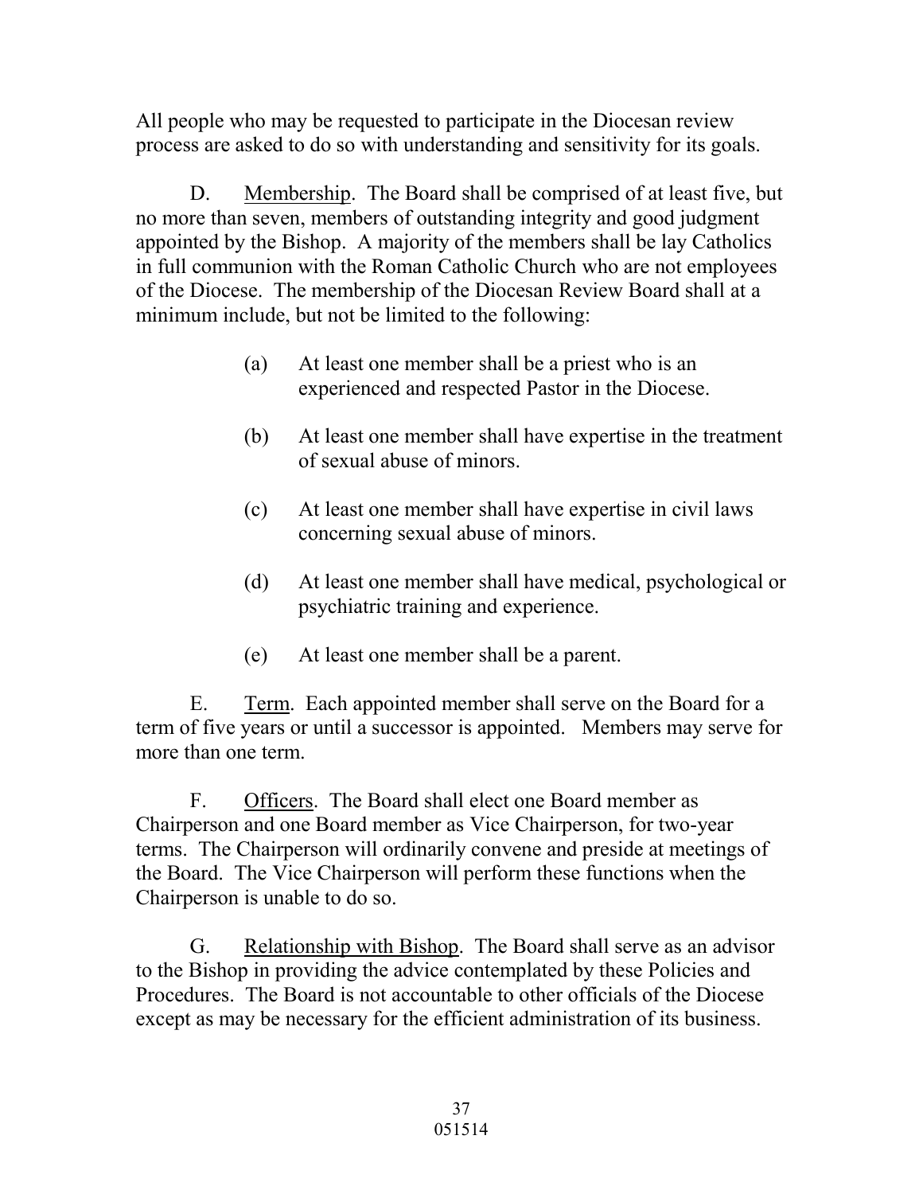All people who may be requested to participate in the Diocesan review process are asked to do so with understanding and sensitivity for its goals.

D. Membership. The Board shall be comprised of at least five, but no more than seven, members of outstanding integrity and good judgment appointed by the Bishop. A majority of the members shall be lay Catholics in full communion with the Roman Catholic Church who are not employees of the Diocese. The membership of the Diocesan Review Board shall at a minimum include, but not be limited to the following:

(a) At least one member shall be a priest who is an experienced and respected Pastor in the Diocese.

(b) At least one member shall have expertise in the treatment of sexual abuse of minors.

(c) At least one member shall have expertise in civil laws concerning sexual abuse of minors.

(d) At least one member shall have medical, psychological or psychiatric training and experience.

(e) At least one member shall be a parent.

E. Term. Each appointed member shall serve on the Board for a term of five years or until a successor is appointed. Members may serve for more than one term.

F. Officers. The Board shall elect one Board member as Chairperson and one Board member as Vice Chairperson, for two-year terms. The Chairperson will ordinarily convene and preside at meetings of the Board. The Vice Chairperson will perform these functions when the Chairperson is unable to do so.

G. Relationship with Bishop. The Board shall serve as an advisor to the Bishop in providing the advice contemplated by these Policies and Procedures. The Board is not accountable to other officials of the Diocese except as may be necessary for the efficient administration of its business.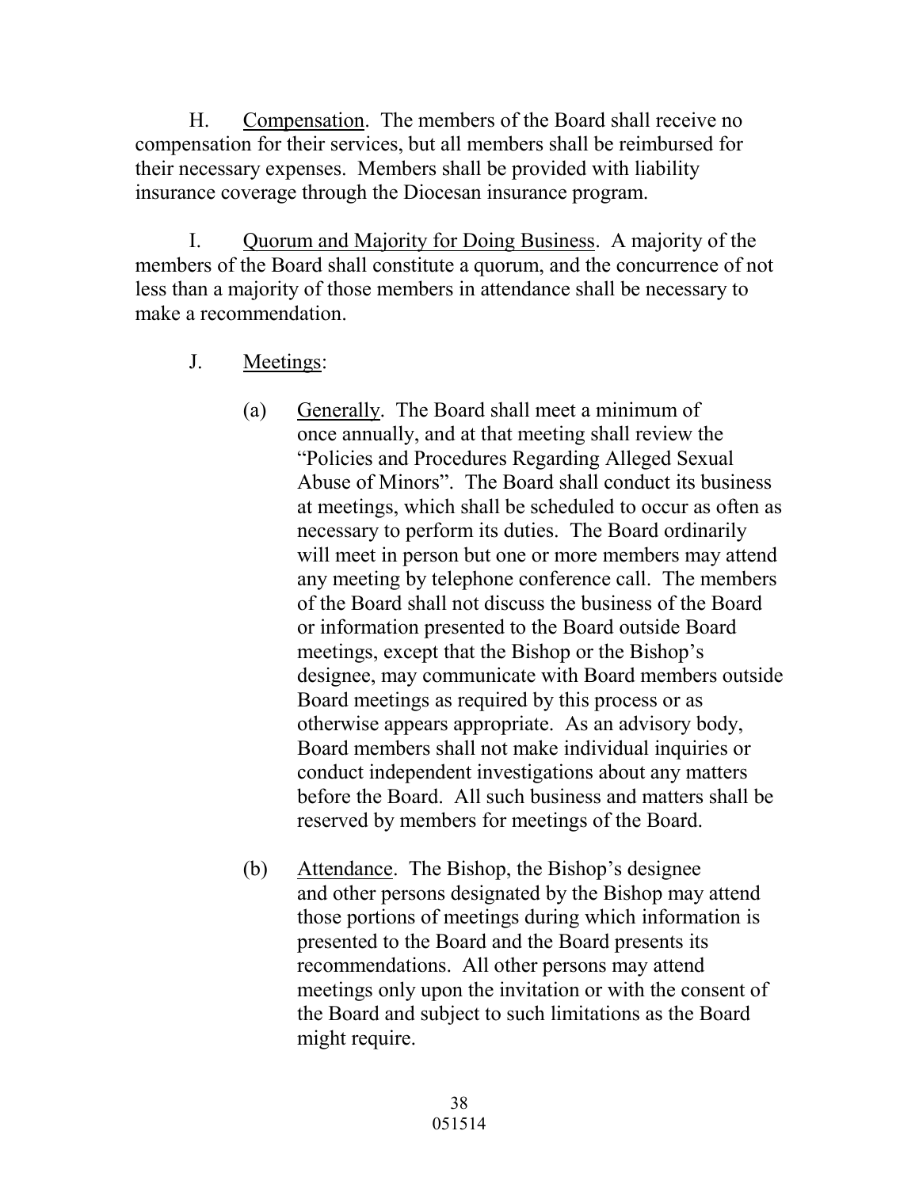H. <u>Compensation</u>. The members of the Board shall receive no compensation for their services, but all members shall be reimbursed for their necessary expenses. Members shall be provided with liability insurance coverage through the Diocesan insurance program.

I. <u>Quorum and Majority for Doing Business</u>. A majority of the members of the Board shall constitute a quorum, and the concurrence of not less than a majority of those members in attendance shall be necessary to make a recommendation.

J. <u>Meetings</u>:

(a) <u>Generally</u>. The Board shall meet a minimum of once annually, and at that meeting shall review the "Policies and Procedures Regarding Alleged Sexual Abuse of Minors". The Board shall conduct its business at meetings, which shall be scheduled to occur as often as necessary to perform its duties. The Board ordinarily will meet in person but one or more members may attend any meeting by telephone conference call. The members of the Board shall not discuss the business of the Board or information presented to the Board outside Board meetings, except that the Bishop or the Bishop's designee, may communicate with Board members outside Board meetings as required by this process or as otherwise appears appropriate. As an advisory body, Board members shall not make individual inquiries or conduct independent investigations about any matters before the Board. All such business and matters shall be reserved by members for meetings of the Board.

(b) <u>Attendance</u>. The Bishop, the Bishop's designee and other persons designated by the Bishop may attend those portions of meetings during which information is presented to the Board and the Board presents its recommendations. All other persons may attend meetings only upon the invitation or with the consent of the Board and subject to such limitations as the Board might require.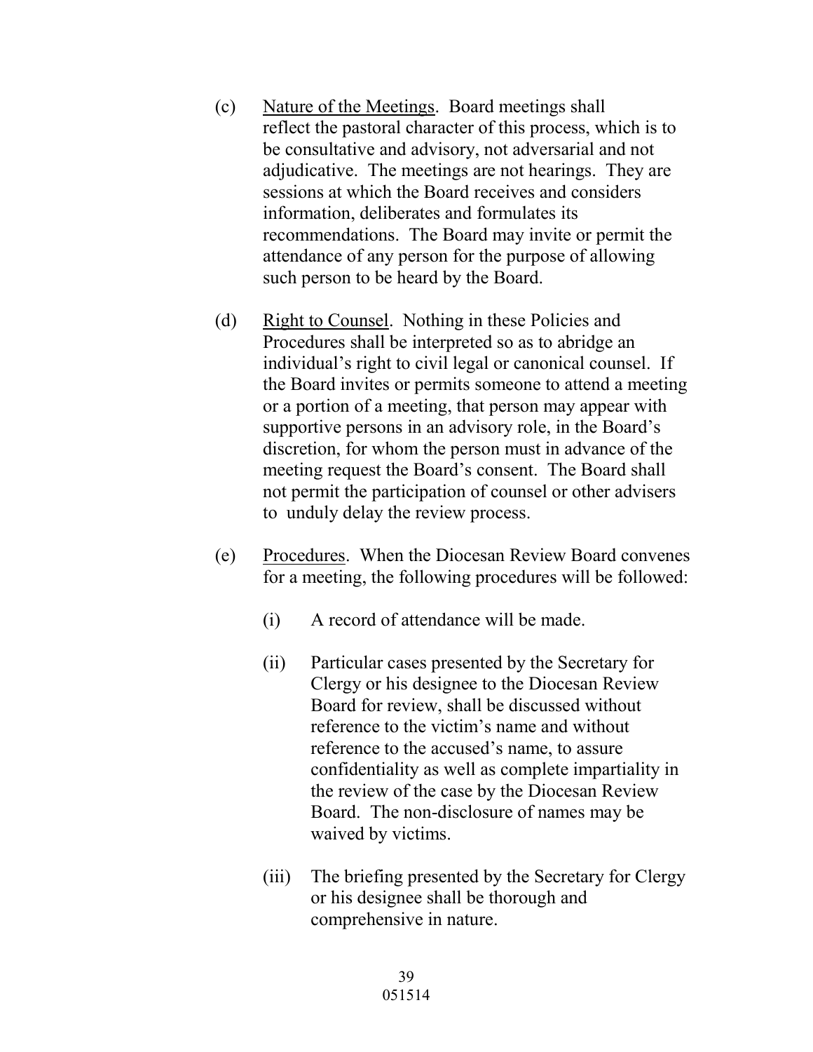(c) Nature of the Meetings. Board meetings shall reflect the pastoral character of this process, which is to be consultative and advisory, not adversarial and not adjudicative. The meetings are not hearings. They are sessions at which the Board receives and considers information, deliberates and formulates its recommendations. The Board may invite or permit the attendance of any person for the purpose of allowing such person to be heard by the Board.

(d) Right to Counsel. Nothing in these Policies and Procedures shall be interpreted so as to abridge an individual's right to civil legal or canonical counsel. If the Board invites or permits someone to attend a meeting or a portion of a meeting, that person may appear with supportive persons in an advisory role, in the Board's discretion, for whom the person must in advance of the meeting request the Board's consent. The Board shall not permit the participation of counsel or other advisers to unduly delay the review process.

(e) Procedures. When the Diocesan Review Board convenes for a meeting, the following procedures will be followed:

(i) A record of attendance will be made.

(ii) Particular cases presented by the Secretary for Clergy or his designee to the Diocesan Review Board for review, shall be discussed without reference to the victim's name and without reference to the accused's name, to assure confidentiality as well as complete impartiality in the review of the case by the Diocesan Review Board. The non-disclosure of names may be waived by victims.

(iii) The briefing presented by the Secretary for Clergy or his designee shall be thorough and comprehensive in nature.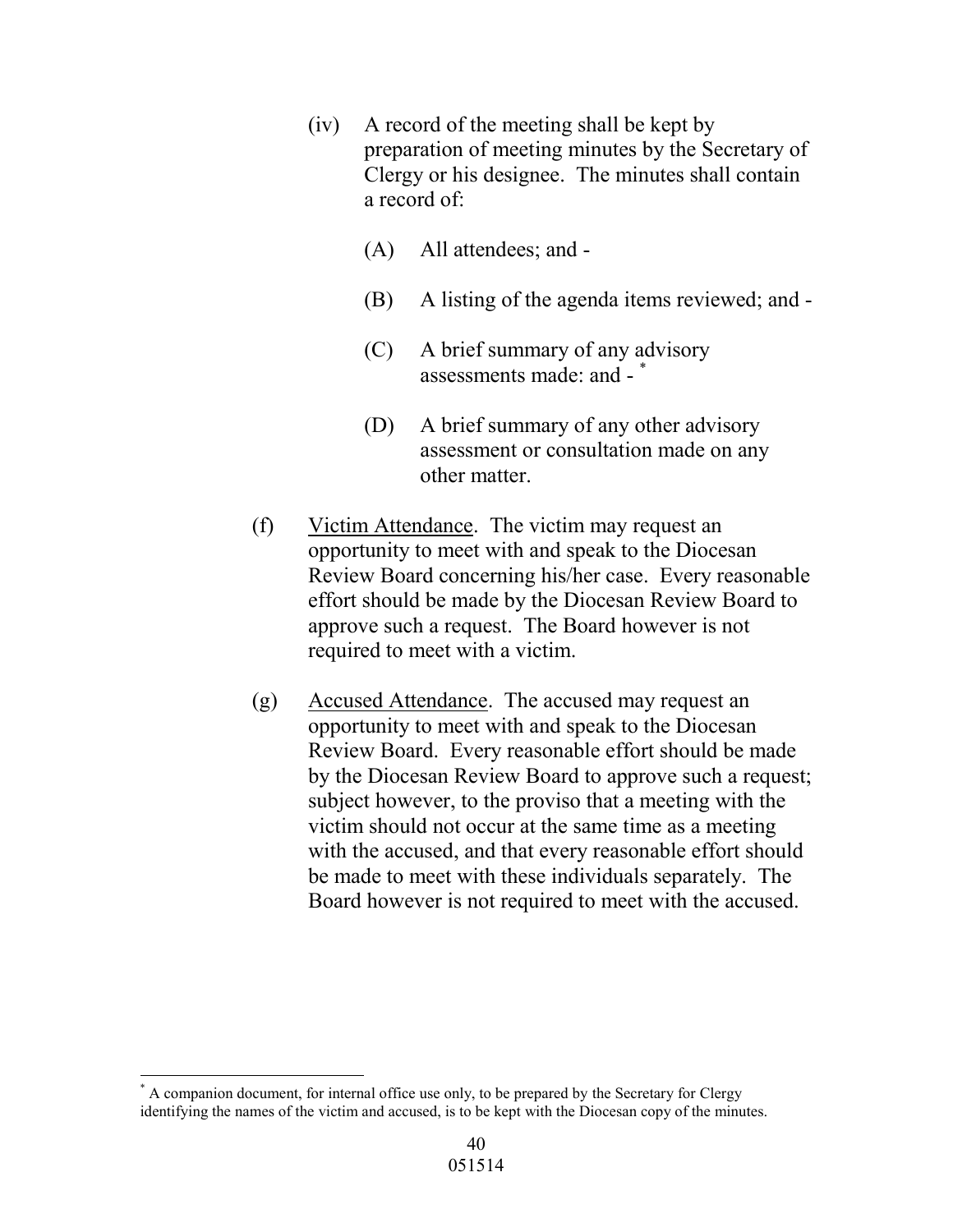(iv) A record of the meeting shall be kept by preparation of meeting minutes by the Secretary of Clergy or his designee. The minutes shall contain a record of:

(A) All attendees; and -

(B) A listing of the agenda items reviewed; and -

(C) A brief summary of any advisory assessments made: and - [*]

(D) A brief summary of any other advisory assessment or consultation made on any other matter.

(f) <u>Victim Attendance</u>. The victim may request an opportunity to meet with and speak to the Diocesan Review Board concerning his/her case. Every reasonable effort should be made by the Diocesan Review Board to approve such a request. The Board however is not required to meet with a victim.

(g) <u>Accused Attendance</u>. The accused may request an opportunity to meet with and speak to the Diocesan Review Board. Every reasonable effort should be made by the Diocesan Review Board to approve such a request; subject however, to the proviso that a meeting with the victim should not occur at the same time as a meeting with the accused, and that every reasonable effort should be made to meet with these individuals separately. The Board however is not required to meet with the accused.

---

[*] A companion document, for internal office use only, to be prepared by the Secretary for Clergy identifying the names of the victim and accused, is to be kept with the Diocesan copy of the minutes.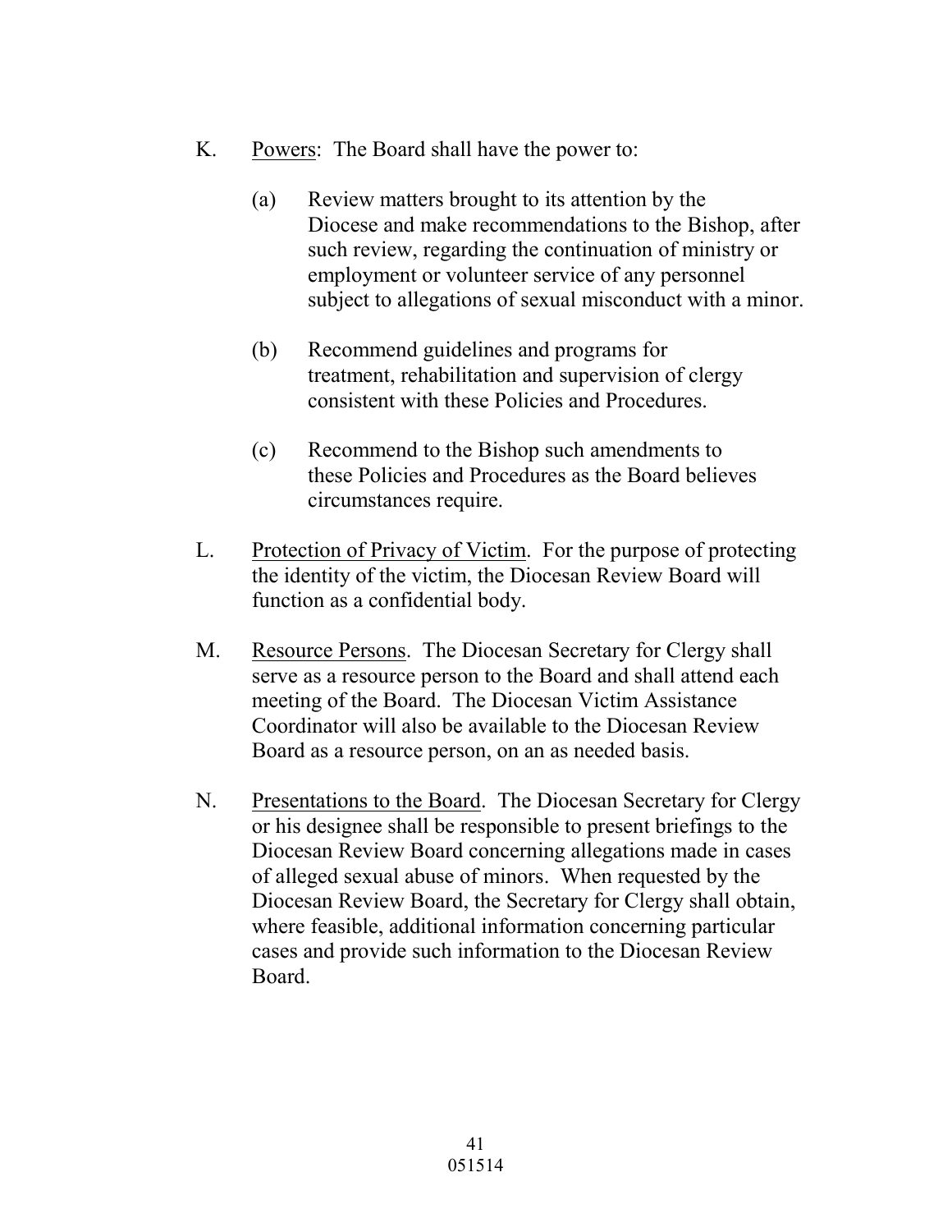K. Powers: The Board shall have the power to:

   (a) Review matters brought to its attention by the Diocese and make recommendations to the Bishop, after such review, regarding the continuation of ministry or employment or volunteer service of any personnel subject to allegations of sexual misconduct with a minor.

   (b) Recommend guidelines and programs for treatment, rehabilitation and supervision of clergy consistent with these Policies and Procedures.

   (c) Recommend to the Bishop such amendments to these Policies and Procedures as the Board believes circumstances require.

L. Protection of Privacy of Victim. For the purpose of protecting the identity of the victim, the Diocesan Review Board will function as a confidential body.

M. Resource Persons. The Diocesan Secretary for Clergy shall serve as a resource person to the Board and shall attend each meeting of the Board. The Diocesan Victim Assistance Coordinator will also be available to the Diocesan Review Board as a resource person, on an as needed basis.

N. Presentations to the Board. The Diocesan Secretary for Clergy or his designee shall be responsible to present briefings to the Diocesan Review Board concerning allegations made in cases of alleged sexual abuse of minors. When requested by the Diocesan Review Board, the Secretary for Clergy shall obtain, where feasible, additional information concerning particular cases and provide such information to the Diocesan Review Board.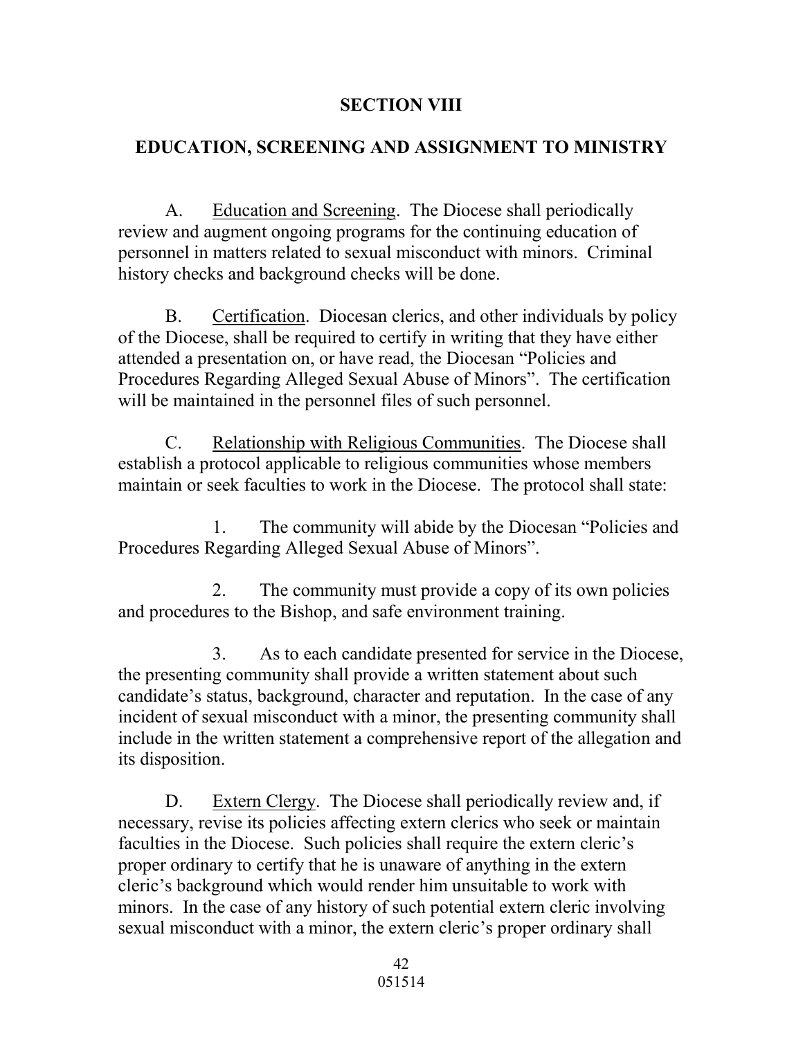## SECTION VIII

## EDUCATION, SCREENING AND ASSIGNMENT TO MINISTRY

A. Education and Screening. The Diocese shall periodically review and augment ongoing programs for the continuing education of personnel in matters related to sexual misconduct with minors. Criminal history checks and background checks will be done.

B. Certification. Diocesan clerics, and other individuals by policy of the Diocese, shall be required to certify in writing that they have either attended a presentation on, or have read, the Diocesan "Policies and Procedures Regarding Alleged Sexual Abuse of Minors". The certification will be maintained in the personnel files of such personnel.

C. Relationship with Religious Communities. The Diocese shall establish a protocol applicable to religious communities whose members maintain or seek faculties to work in the Diocese. The protocol shall state:

1. The community will abide by the Diocesan "Policies and Procedures Regarding Alleged Sexual Abuse of Minors".

2. The community must provide a copy of its own policies and procedures to the Bishop, and safe environment training.

3. As to each candidate presented for service in the Diocese, the presenting community shall provide a written statement about such candidate's status, background, character and reputation. In the case of any incident of sexual misconduct with a minor, the presenting community shall include in the written statement a comprehensive report of the allegation and its disposition.

D. Extern Clergy. The Diocese shall periodically review and, if necessary, revise its policies affecting extern clerics who seek or maintain faculties in the Diocese. Such policies shall require the extern cleric's proper ordinary to certify that he is unaware of anything in the extern cleric's background which would render him unsuitable to work with minors. In the case of any history of such potential extern cleric involving sexual misconduct with a minor, the extern cleric's proper ordinary shall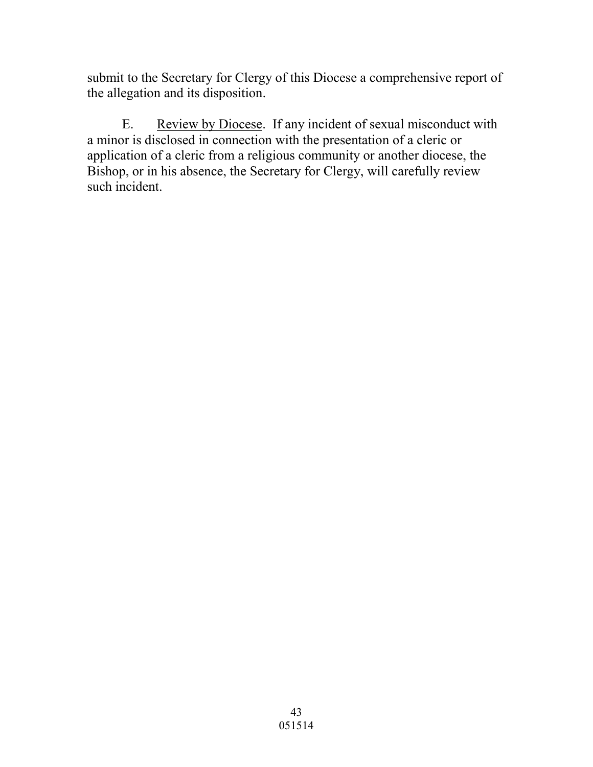submit to the Secretary for Clergy of this Diocese a comprehensive report of the allegation and its disposition.

E. <u>Review by Diocese</u>. If any incident of sexual misconduct with a minor is disclosed in connection with the presentation of a cleric or application of a cleric from a religious community or another diocese, the Bishop, or in his absence, the Secretary for Clergy, will carefully review such incident.